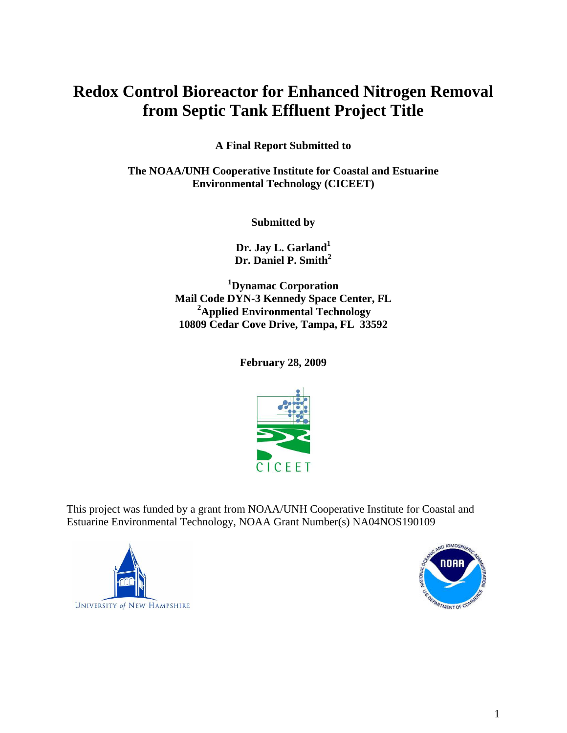# Redox Control Bioreactor for Enhanced Nitrogen Removal from Septic Tank Effluent Project Title

**A Final Report Submitted to**

**The NOAA/UNH Cooperative Institute for Coastal and Estuarine Environmental Technology (CICEET)**

**Submitted by**

**Dr. Jay L. Garland[1]**
**Dr. Daniel P. Smith[2]**

**[1]Dynamac Corporation**
**Mail Code DYN-3 Kennedy Space Center, FL**
**[2]Applied Environmental Technology**
**10809 Cedar Cove Drive, Tampa, FL 33592**

**February 28, 2009**

CICEET

This project was funded by a grant from NOAA/UNH Cooperative Institute for Coastal and Estuarine Environmental Technology, NOAA Grant Number(s) NA04NOS190109

UNIVERSITY of NEW HAMPSHIRE

NOAA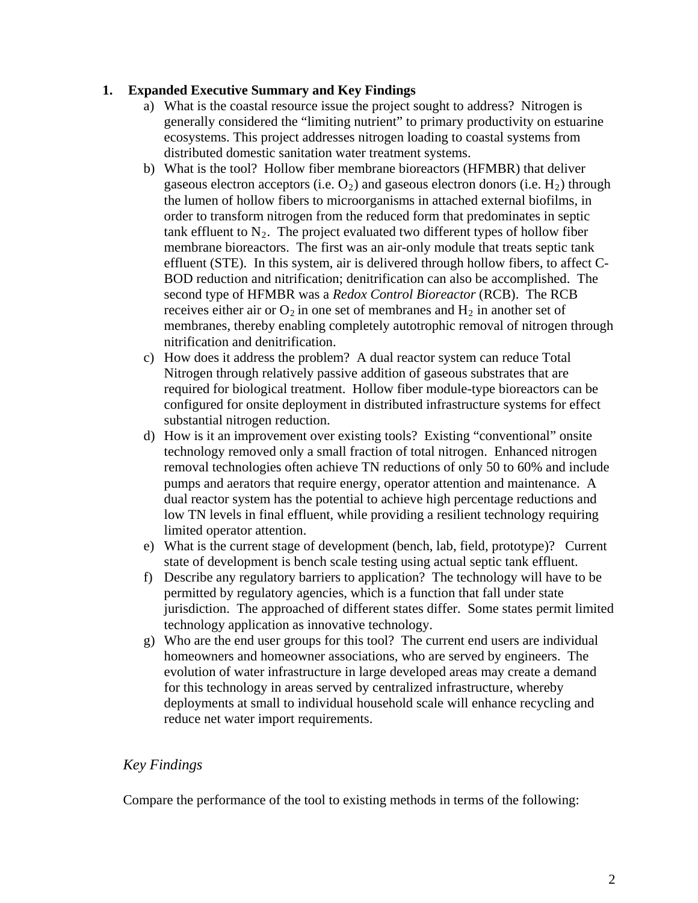## 1. Expanded Executive Summary and Key Findings

a) What is the coastal resource issue the project sought to address? Nitrogen is generally considered the "limiting nutrient" to primary productivity on estuarine ecosystems. This project addresses nitrogen loading to coastal systems from distributed domestic sanitation water treatment systems.

b) What is the tool? Hollow fiber membrane bioreactors (HFMBR) that deliver gaseous electron acceptors (i.e. $O_2$) and gaseous electron donors (i.e. $H_2$) through the lumen of hollow fibers to microorganisms in attached external biofilms, in order to transform nitrogen from the reduced form that predominates in septic tank effluent to $N_2$. The project evaluated two different types of hollow fiber membrane bioreactors. The first was an air-only module that treats septic tank effluent (STE). In this system, air is delivered through hollow fibers, to affect C-BOD reduction and nitrification; denitrification can also be accomplished. The second type of HFMBR was a *Redox Control Bioreactor* (RCB). The RCB receives either air or $O_2$ in one set of membranes and $H_2$ in another set of membranes, thereby enabling completely autotrophic removal of nitrogen through nitrification and denitrification.

c) How does it address the problem? A dual reactor system can reduce Total Nitrogen through relatively passive addition of gaseous substrates that are required for biological treatment. Hollow fiber module-type bioreactors can be configured for onsite deployment in distributed infrastructure systems for effect substantial nitrogen reduction.

d) How is it an improvement over existing tools? Existing "conventional" onsite technology removed only a small fraction of total nitrogen. Enhanced nitrogen removal technologies often achieve TN reductions of only 50 to 60% and include pumps and aerators that require energy, operator attention and maintenance. A dual reactor system has the potential to achieve high percentage reductions and low TN levels in final effluent, while providing a resilient technology requiring limited operator attention.

e) What is the current stage of development (bench, lab, field, prototype)? Current state of development is bench scale testing using actual septic tank effluent.

f) Describe any regulatory barriers to application? The technology will have to be permitted by regulatory agencies, which is a function that fall under state jurisdiction. The approached of different states differ. Some states permit limited technology application as innovative technology.

g) Who are the end user groups for this tool? The current end users are individual homeowners and homeowner associations, who are served by engineers. The evolution of water infrastructure in large developed areas may create a demand for this technology in areas served by centralized infrastructure, whereby deployments at small to individual household scale will enhance recycling and reduce net water import requirements.

### *Key Findings*

Compare the performance of the tool to existing methods in terms of the following: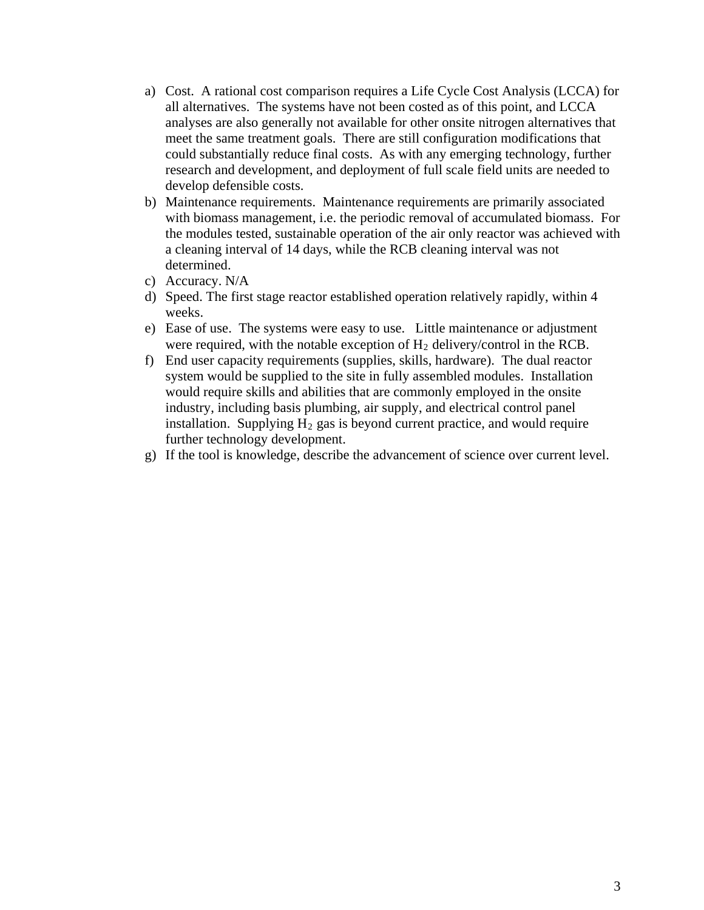a) Cost. A rational cost comparison requires a Life Cycle Cost Analysis (LCCA) for all alternatives. The systems have not been costed as of this point, and LCCA analyses are also generally not available for other onsite nitrogen alternatives that meet the same treatment goals. There are still configuration modifications that could substantially reduce final costs. As with any emerging technology, further research and development, and deployment of full scale field units are needed to develop defensible costs.
b) Maintenance requirements. Maintenance requirements are primarily associated with biomass management, i.e. the periodic removal of accumulated biomass. For the modules tested, sustainable operation of the air only reactor was achieved with a cleaning interval of 14 days, while the RCB cleaning interval was not determined.
c) Accuracy. N/A
d) Speed. The first stage reactor established operation relatively rapidly, within 4 weeks.
e) Ease of use. The systems were easy to use. Little maintenance or adjustment were required, with the notable exception of $H_2$ delivery/control in the RCB.
f) End user capacity requirements (supplies, skills, hardware). The dual reactor system would be supplied to the site in fully assembled modules. Installation would require skills and abilities that are commonly employed in the onsite industry, including basis plumbing, air supply, and electrical control panel installation. Supplying $H_2$ gas is beyond current practice, and would require further technology development.
g) If the tool is knowledge, describe the advancement of science over current level.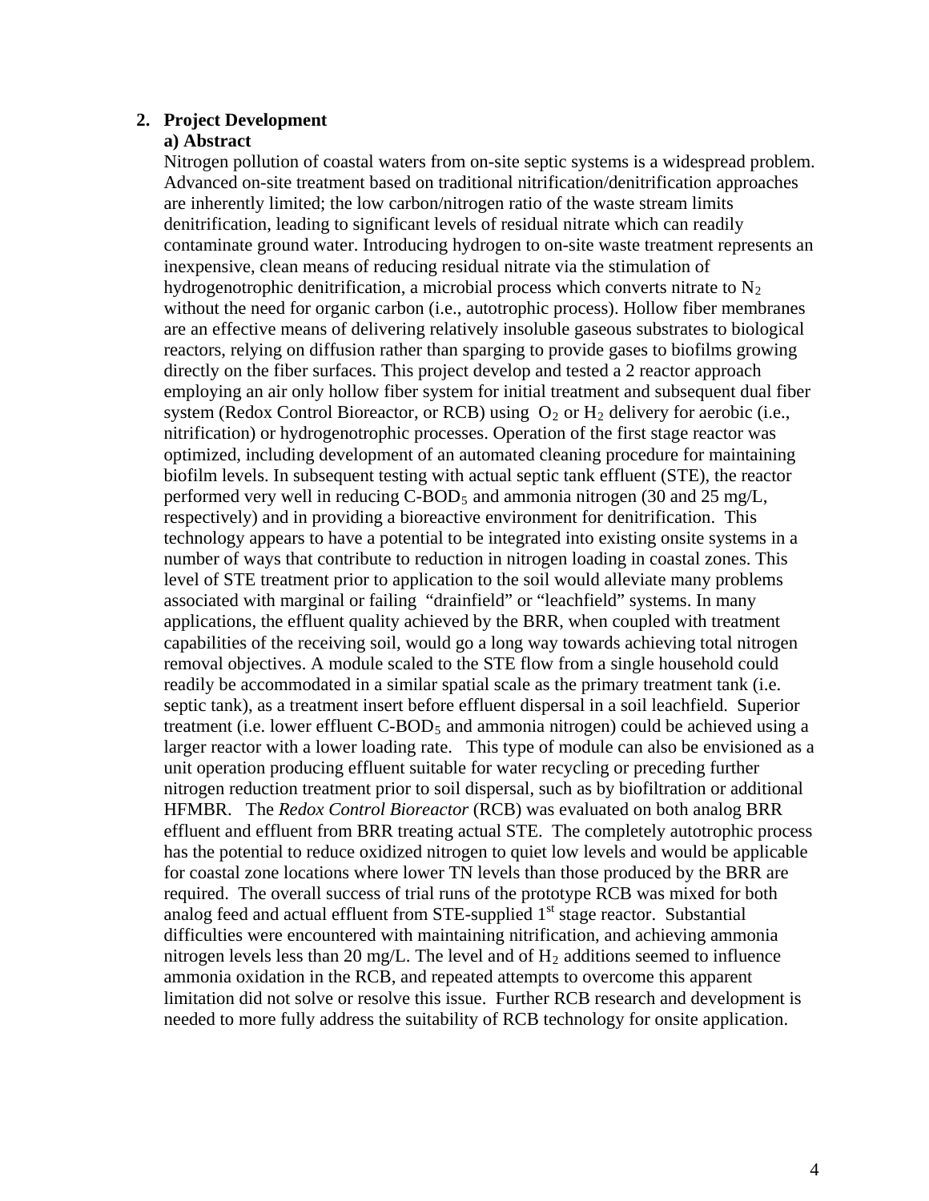## 2. Project Development

### a) Abstract

Nitrogen pollution of coastal waters from on-site septic systems is a widespread problem. Advanced on-site treatment based on traditional nitrification/denitrification approaches are inherently limited; the low carbon/nitrogen ratio of the waste stream limits denitrification, leading to significant levels of residual nitrate which can readily contaminate ground water. Introducing hydrogen to on-site waste treatment represents an inexpensive, clean means of reducing residual nitrate via the stimulation of hydrogenotrophic denitrification, a microbial process which converts nitrate to $N_2$ without the need for organic carbon (i.e., autotrophic process). Hollow fiber membranes are an effective means of delivering relatively insoluble gaseous substrates to biological reactors, relying on diffusion rather than sparging to provide gases to biofilms growing directly on the fiber surfaces. This project develop and tested a 2 reactor approach employing an air only hollow fiber system for initial treatment and subsequent dual fiber system (Redox Control Bioreactor, or RCB) using $O_2$ or $H_2$ delivery for aerobic (i.e., nitrification) or hydrogenotrophic processes. Operation of the first stage reactor was optimized, including development of an automated cleaning procedure for maintaining biofilm levels. In subsequent testing with actual septic tank effluent (STE), the reactor performed very well in reducing C-$BOD_5$ and ammonia nitrogen (30 and 25 mg/L, respectively) and in providing a bioreactive environment for denitrification. This technology appears to have a potential to be integrated into existing onsite systems in a number of ways that contribute to reduction in nitrogen loading in coastal zones. This level of STE treatment prior to application to the soil would alleviate many problems associated with marginal or failing "drainfield" or "leachfield" systems. In many applications, the effluent quality achieved by the BRR, when coupled with treatment capabilities of the receiving soil, would go a long way towards achieving total nitrogen removal objectives. A module scaled to the STE flow from a single household could readily be accommodated in a similar spatial scale as the primary treatment tank (i.e. septic tank), as a treatment insert before effluent dispersal in a soil leachfield. Superior treatment (i.e. lower effluent C-$BOD_5$ and ammonia nitrogen) could be achieved using a larger reactor with a lower loading rate. This type of module can also be envisioned as a unit operation producing effluent suitable for water recycling or preceding further nitrogen reduction treatment prior to soil dispersal, such as by biofiltration or additional HFMBR. The *Redox Control Bioreactor* (RCB) was evaluated on both analog BRR effluent and effluent from BRR treating actual STE. The completely autotrophic process has the potential to reduce oxidized nitrogen to quiet low levels and would be applicable for coastal zone locations where lower TN levels than those produced by the BRR are required. The overall success of trial runs of the prototype RCB was mixed for both analog feed and actual effluent from STE-supplied 1st stage reactor. Substantial difficulties were encountered with maintaining nitrification, and achieving ammonia nitrogen levels less than 20 mg/L. The level and of $H_2$ additions seemed to influence ammonia oxidation in the RCB, and repeated attempts to overcome this apparent limitation did not solve or resolve this issue. Further RCB research and development is needed to more fully address the suitability of RCB technology for onsite application.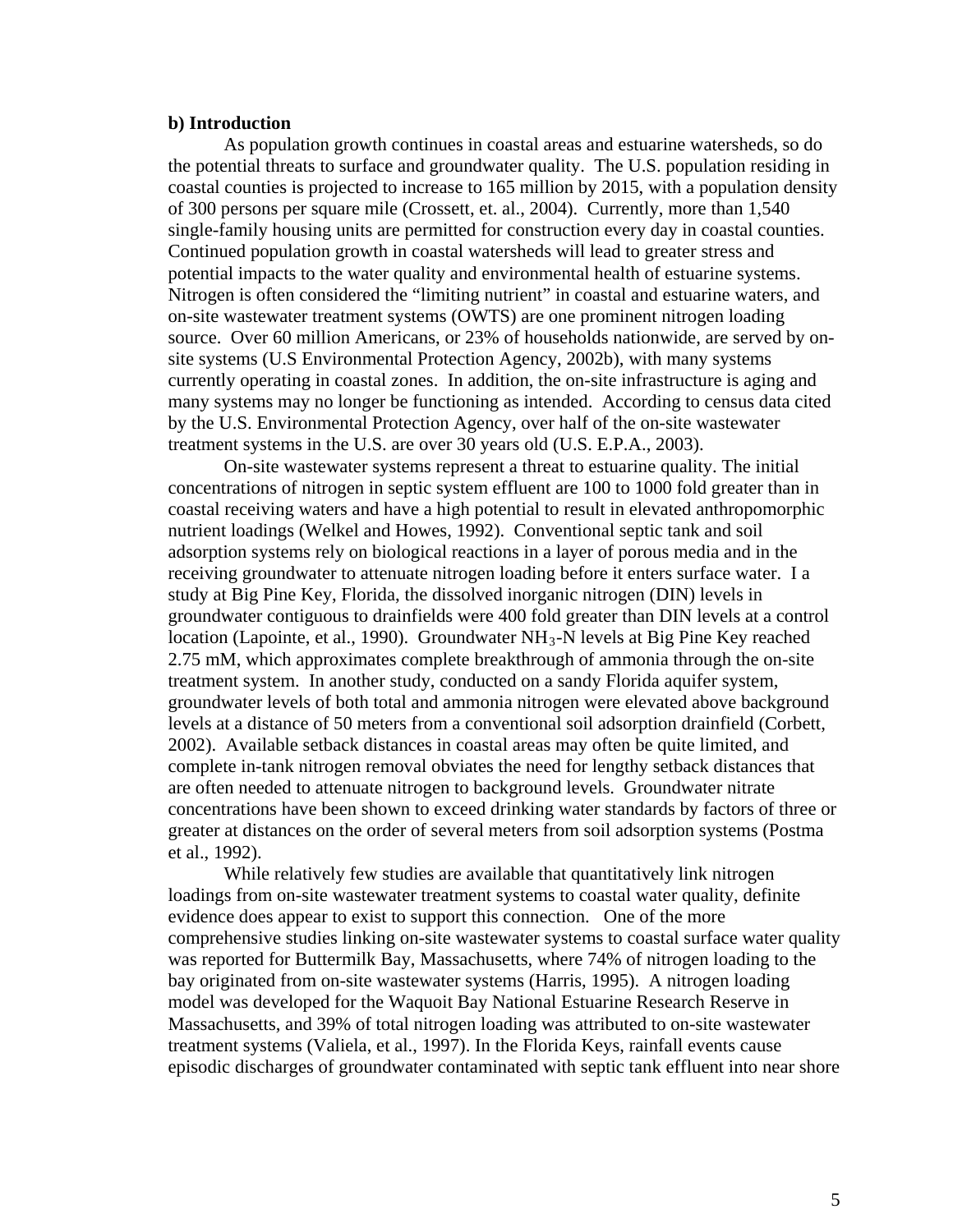**b) Introduction**

As population growth continues in coastal areas and estuarine watersheds, so do the potential threats to surface and groundwater quality. The U.S. population residing in coastal counties is projected to increase to 165 million by 2015, with a population density of 300 persons per square mile (Crossett, et. al., 2004). Currently, more than 1,540 single-family housing units are permitted for construction every day in coastal counties. Continued population growth in coastal watersheds will lead to greater stress and potential impacts to the water quality and environmental health of estuarine systems. Nitrogen is often considered the "limiting nutrient" in coastal and estuarine waters, and on-site wastewater treatment systems (OWTS) are one prominent nitrogen loading source. Over 60 million Americans, or 23% of households nationwide, are served by on-site systems (U.S Environmental Protection Agency, 2002b), with many systems currently operating in coastal zones. In addition, the on-site infrastructure is aging and many systems may no longer be functioning as intended. According to census data cited by the U.S. Environmental Protection Agency, over half of the on-site wastewater treatment systems in the U.S. are over 30 years old (U.S. E.P.A., 2003).

On-site wastewater systems represent a threat to estuarine quality. The initial concentrations of nitrogen in septic system effluent are 100 to 1000 fold greater than in coastal receiving waters and have a high potential to result in elevated anthropomorphic nutrient loadings (Welkel and Howes, 1992). Conventional septic tank and soil adsorption systems rely on biological reactions in a layer of porous media and in the receiving groundwater to attenuate nitrogen loading before it enters surface water. I a study at Big Pine Key, Florida, the dissolved inorganic nitrogen (DIN) levels in groundwater contiguous to drainfields were 400 fold greater than DIN levels at a control location (Lapointe, et al., 1990). Groundwater $NH_3$-N levels at Big Pine Key reached 2.75 mM, which approximates complete breakthrough of ammonia through the on-site treatment system. In another study, conducted on a sandy Florida aquifer system, groundwater levels of both total and ammonia nitrogen were elevated above background levels at a distance of 50 meters from a conventional soil adsorption drainfield (Corbett, 2002). Available setback distances in coastal areas may often be quite limited, and complete in-tank nitrogen removal obviates the need for lengthy setback distances that are often needed to attenuate nitrogen to background levels. Groundwater nitrate concentrations have been shown to exceed drinking water standards by factors of three or greater at distances on the order of several meters from soil adsorption systems (Postma et al., 1992).

While relatively few studies are available that quantitatively link nitrogen loadings from on-site wastewater treatment systems to coastal water quality, definite evidence does appear to exist to support this connection. One of the more comprehensive studies linking on-site wastewater systems to coastal surface water quality was reported for Buttermilk Bay, Massachusetts, where 74% of nitrogen loading to the bay originated from on-site wastewater systems (Harris, 1995). A nitrogen loading model was developed for the Waquoit Bay National Estuarine Research Reserve in Massachusetts, and 39% of total nitrogen loading was attributed to on-site wastewater treatment systems (Valiela, et al., 1997). In the Florida Keys, rainfall events cause episodic discharges of groundwater contaminated with septic tank effluent into near shore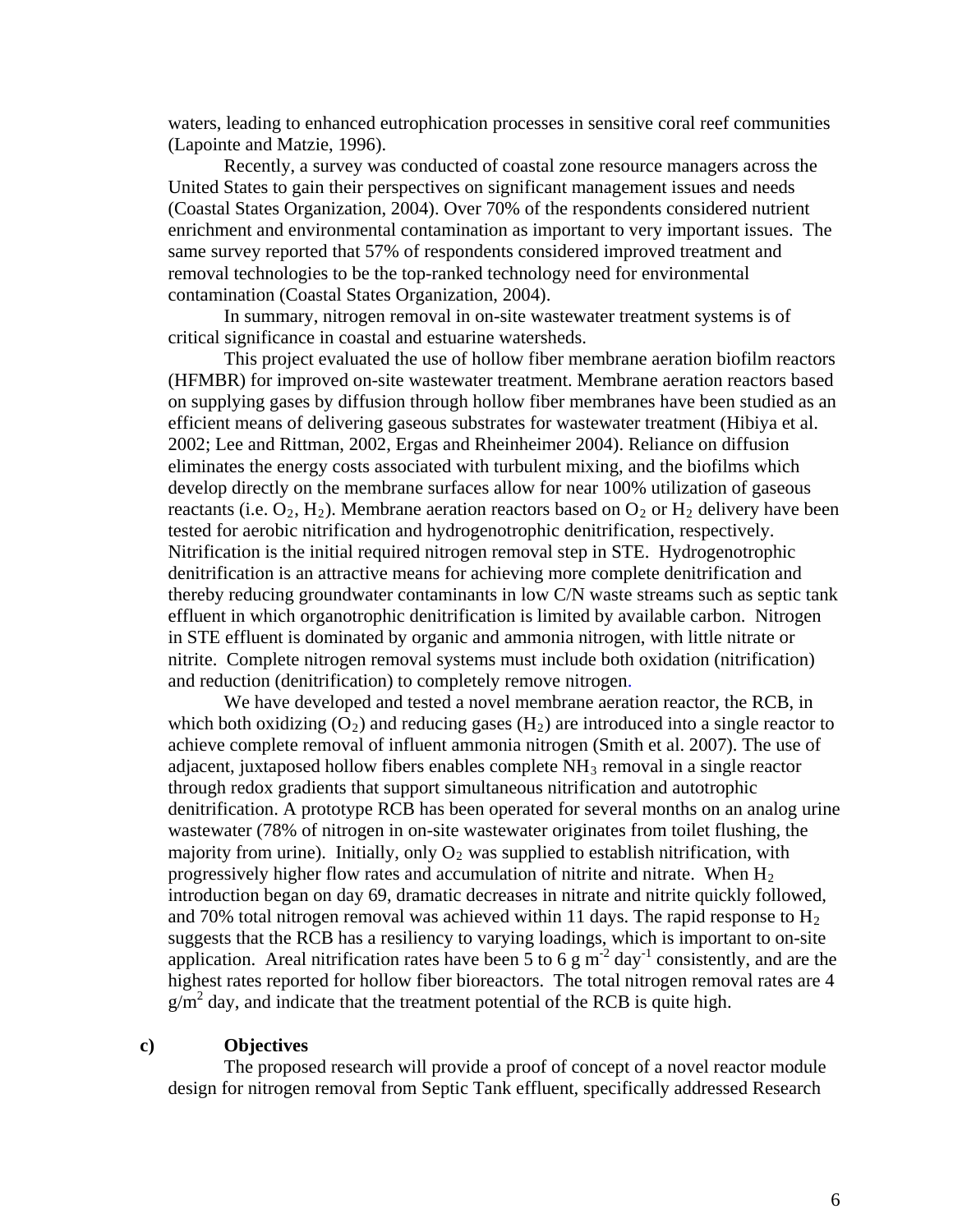waters, leading to enhanced eutrophication processes in sensitive coral reef communities (Lapointe and Matzie, 1996).

Recently, a survey was conducted of coastal zone resource managers across the United States to gain their perspectives on significant management issues and needs (Coastal States Organization, 2004). Over 70% of the respondents considered nutrient enrichment and environmental contamination as important to very important issues. The same survey reported that 57% of respondents considered improved treatment and removal technologies to be the top-ranked technology need for environmental contamination (Coastal States Organization, 2004).

In summary, nitrogen removal in on-site wastewater treatment systems is of critical significance in coastal and estuarine watersheds.

This project evaluated the use of hollow fiber membrane aeration biofilm reactors (HFMBR) for improved on-site wastewater treatment. Membrane aeration reactors based on supplying gases by diffusion through hollow fiber membranes have been studied as an efficient means of delivering gaseous substrates for wastewater treatment (Hibiya et al. 2002; Lee and Rittman, 2002, Ergas and Rheinheimer 2004). Reliance on diffusion eliminates the energy costs associated with turbulent mixing, and the biofilms which develop directly on the membrane surfaces allow for near 100% utilization of gaseous reactants (i.e. $O_2$, $H_2$). Membrane aeration reactors based on $O_2$ or $H_2$ delivery have been tested for aerobic nitrification and hydrogenotrophic denitrification, respectively. Nitrification is the initial required nitrogen removal step in STE. Hydrogenotrophic denitrification is an attractive means for achieving more complete denitrification and thereby reducing groundwater contaminants in low C/N waste streams such as septic tank effluent in which organotrophic denitrification is limited by available carbon. Nitrogen in STE effluent is dominated by organic and ammonia nitrogen, with little nitrate or nitrite. Complete nitrogen removal systems must include both oxidation (nitrification) and reduction (denitrification) to completely remove nitrogen.

We have developed and tested a novel membrane aeration reactor, the RCB, in which both oxidizing ($O_2$) and reducing gases ($H_2$) are introduced into a single reactor to achieve complete removal of influent ammonia nitrogen (Smith et al. 2007). The use of adjacent, juxtaposed hollow fibers enables complete $NH_3$ removal in a single reactor through redox gradients that support simultaneous nitrification and autotrophic denitrification. A prototype RCB has been operated for several months on an analog urine wastewater (78% of nitrogen in on-site wastewater originates from toilet flushing, the majority from urine). Initially, only $O_2$ was supplied to establish nitrification, with progressively higher flow rates and accumulation of nitrite and nitrate. When $H_2$ introduction began on day 69, dramatic decreases in nitrate and nitrite quickly followed, and 70% total nitrogen removal was achieved within 11 days. The rapid response to $H_2$ suggests that the RCB has a resiliency to varying loadings, which is important to on-site application. Areal nitrification rates have been 5 to 6 g $m^{-2}$ $day^{-1}$ consistently, and are the highest rates reported for hollow fiber bioreactors. The total nitrogen removal rates are 4 $g/m^2$ day, and indicate that the treatment potential of the RCB is quite high.

## c) Objectives

The proposed research will provide a proof of concept of a novel reactor module design for nitrogen removal from Septic Tank effluent, specifically addressed Research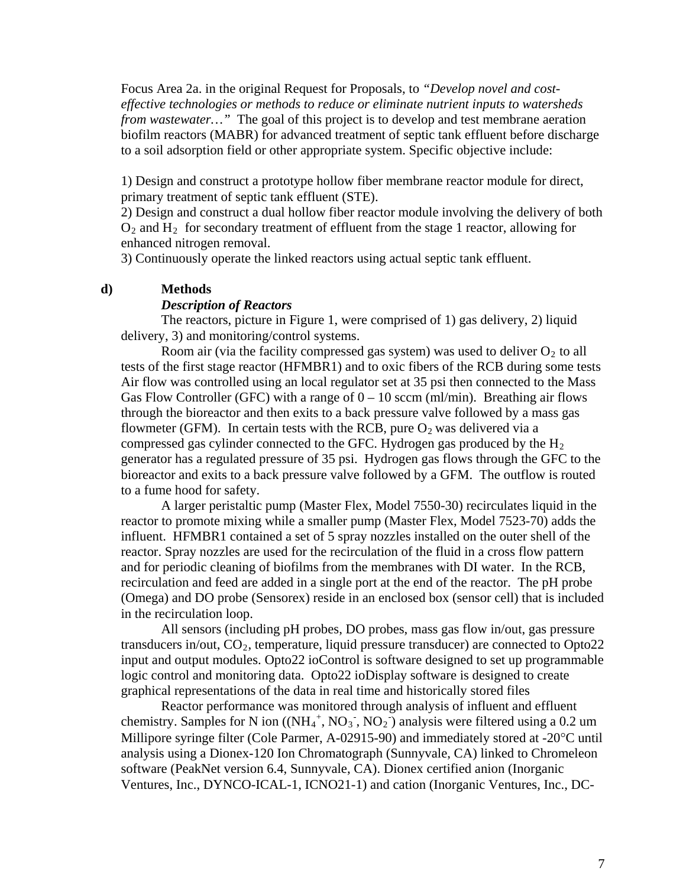Focus Area 2a. in the original Request for Proposals, to *"Develop novel and cost-effective technologies or methods to reduce or eliminate nutrient inputs to watersheds from wastewater…"* The goal of this project is to develop and test membrane aeration biofilm reactors (MABR) for advanced treatment of septic tank effluent before discharge to a soil adsorption field or other appropriate system. Specific objective include:

1) Design and construct a prototype hollow fiber membrane reactor module for direct, primary treatment of septic tank effluent (STE).
2) Design and construct a dual hollow fiber reactor module involving the delivery of both $O_2$ and $H_2$ for secondary treatment of effluent from the stage 1 reactor, allowing for enhanced nitrogen removal.
3) Continuously operate the linked reactors using actual septic tank effluent.

## d) Methods

### *Description of Reactors*

The reactors, picture in Figure 1, were comprised of 1) gas delivery, 2) liquid delivery, 3) and monitoring/control systems.

Room air (via the facility compressed gas system) was used to deliver $O_2$ to all tests of the first stage reactor (HFMBR1) and to oxic fibers of the RCB during some tests Air flow was controlled using an local regulator set at 35 psi then connected to the Mass Gas Flow Controller (GFC) with a range of 0 – 10 sccm (ml/min). Breathing air flows through the bioreactor and then exits to a back pressure valve followed by a mass gas flowmeter (GFM). In certain tests with the RCB, pure $O_2$ was delivered via a compressed gas cylinder connected to the GFC. Hydrogen gas produced by the $H_2$ generator has a regulated pressure of 35 psi. Hydrogen gas flows through the GFC to the bioreactor and exits to a back pressure valve followed by a GFM. The outflow is routed to a fume hood for safety.

A larger peristaltic pump (Master Flex, Model 7550-30) recirculates liquid in the reactor to promote mixing while a smaller pump (Master Flex, Model 7523-70) adds the influent. HFMBR1 contained a set of 5 spray nozzles installed on the outer shell of the reactor. Spray nozzles are used for the recirculation of the fluid in a cross flow pattern and for periodic cleaning of biofilms from the membranes with DI water. In the RCB, recirculation and feed are added in a single port at the end of the reactor. The pH probe (Omega) and DO probe (Sensorex) reside in an enclosed box (sensor cell) that is included in the recirculation loop.

All sensors (including pH probes, DO probes, mass gas flow in/out, gas pressure transducers in/out, $CO_2$, temperature, liquid pressure transducer) are connected to Opto22 input and output modules. Opto22 ioControl is software designed to set up programmable logic control and monitoring data. Opto22 ioDisplay software is designed to create graphical representations of the data in real time and historically stored files

Reactor performance was monitored through analysis of influent and effluent chemistry. Samples for N ion (($NH_4^+$, $NO_3^-$, $NO_2^-$) analysis were filtered using a 0.2 um Millipore syringe filter (Cole Parmer, A-02915-90) and immediately stored at -20°C until analysis using a Dionex-120 Ion Chromatograph (Sunnyvale, CA) linked to Chromeleon software (PeakNet version 6.4, Sunnyvale, CA). Dionex certified anion (Inorganic Ventures, Inc., DYNCO-ICAL-1, ICNO21-1) and cation (Inorganic Ventures, Inc., DC-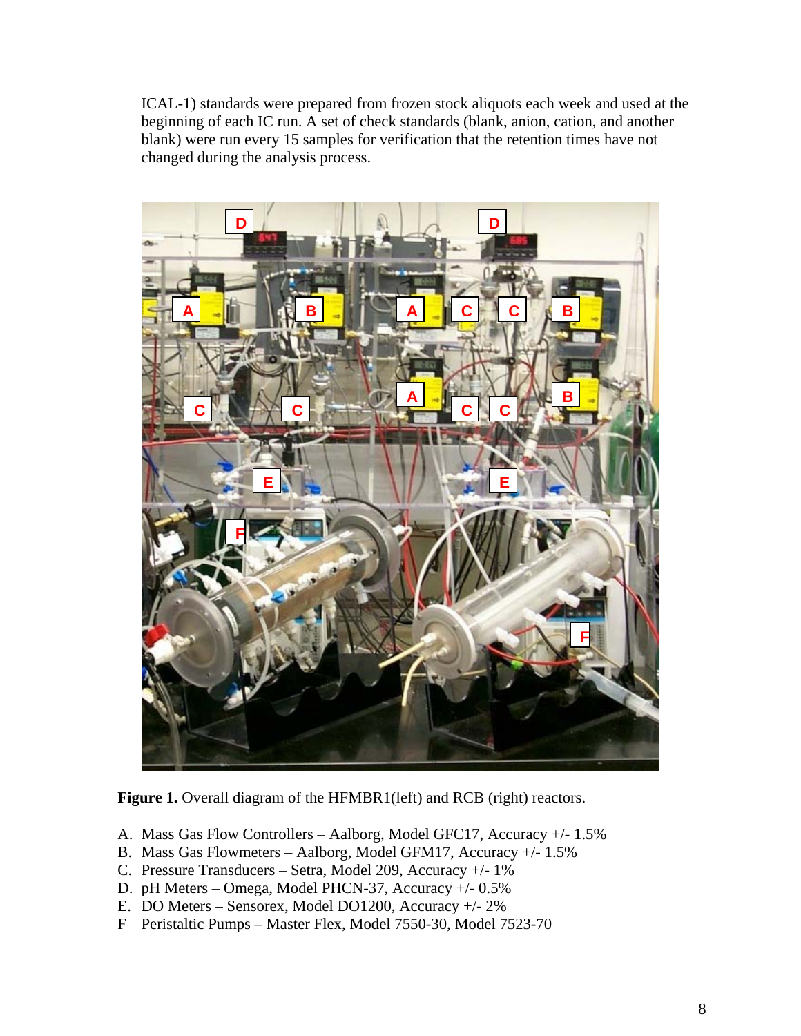ICAL-1) standards were prepared from frozen stock aliquots each week and used at the beginning of each IC run. A set of check standards (blank, anion, cation, and another blank) were run every 15 samples for verification that the retention times have not changed during the analysis process.

**Figure 1.** Overall diagram of the HFMBR1(left) and RCB (right) reactors.

A. Mass Gas Flow Controllers – Aalborg, Model GFC17, Accuracy +/- 1.5%
B. Mass Gas Flowmeters – Aalborg, Model GFM17, Accuracy +/- 1.5%
C. Pressure Transducers – Setra, Model 209, Accuracy +/- 1%
D. pH Meters – Omega, Model PHCN-37, Accuracy +/- 0.5%
E. DO Meters – Sensorex, Model DO1200, Accuracy +/- 2%
F Peristaltic Pumps – Master Flex, Model 7550-30, Model 7523-70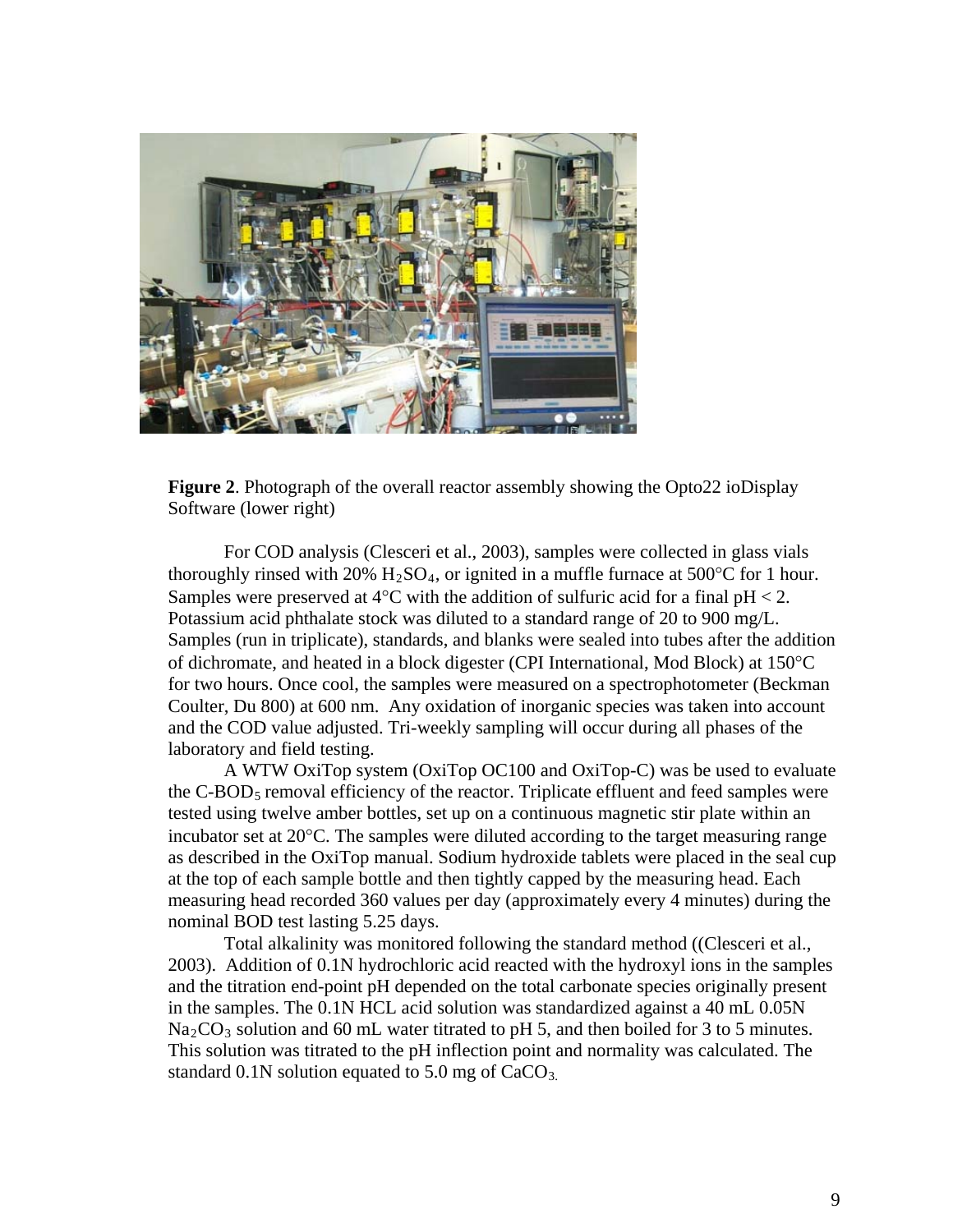**Figure 2**. Photograph of the overall reactor assembly showing the Opto22 ioDisplay Software (lower right)

For COD analysis (Clesceri et al., 2003), samples were collected in glass vials thoroughly rinsed with 20% $H_2SO_4$, or ignited in a muffle furnace at 500°C for 1 hour. Samples were preserved at 4°C with the addition of sulfuric acid for a final pH < 2. Potassium acid phthalate stock was diluted to a standard range of 20 to 900 mg/L. Samples (run in triplicate), standards, and blanks were sealed into tubes after the addition of dichromate, and heated in a block digester (CPI International, Mod Block) at 150°C for two hours. Once cool, the samples were measured on a spectrophotometer (Beckman Coulter, Du 800) at 600 nm. Any oxidation of inorganic species was taken into account and the COD value adjusted. Tri-weekly sampling will occur during all phases of the laboratory and field testing.

A WTW OxiTop system (OxiTop OC100 and OxiTop-C) was be used to evaluate the C-$BOD_5$ removal efficiency of the reactor. Triplicate effluent and feed samples were tested using twelve amber bottles, set up on a continuous magnetic stir plate within an incubator set at 20°C. The samples were diluted according to the target measuring range as described in the OxiTop manual. Sodium hydroxide tablets were placed in the seal cup at the top of each sample bottle and then tightly capped by the measuring head. Each measuring head recorded 360 values per day (approximately every 4 minutes) during the nominal BOD test lasting 5.25 days.

Total alkalinity was monitored following the standard method ((Clesceri et al., 2003). Addition of 0.1N hydrochloric acid reacted with the hydroxyl ions in the samples and the titration end-point pH depended on the total carbonate species originally present in the samples. The 0.1N HCL acid solution was standardized against a 40 mL 0.05N $Na_2CO_3$ solution and 60 mL water titrated to pH 5, and then boiled for 3 to 5 minutes. This solution was titrated to the pH inflection point and normality was calculated. The standard 0.1N solution equated to 5.0 mg of $CaCO_3$.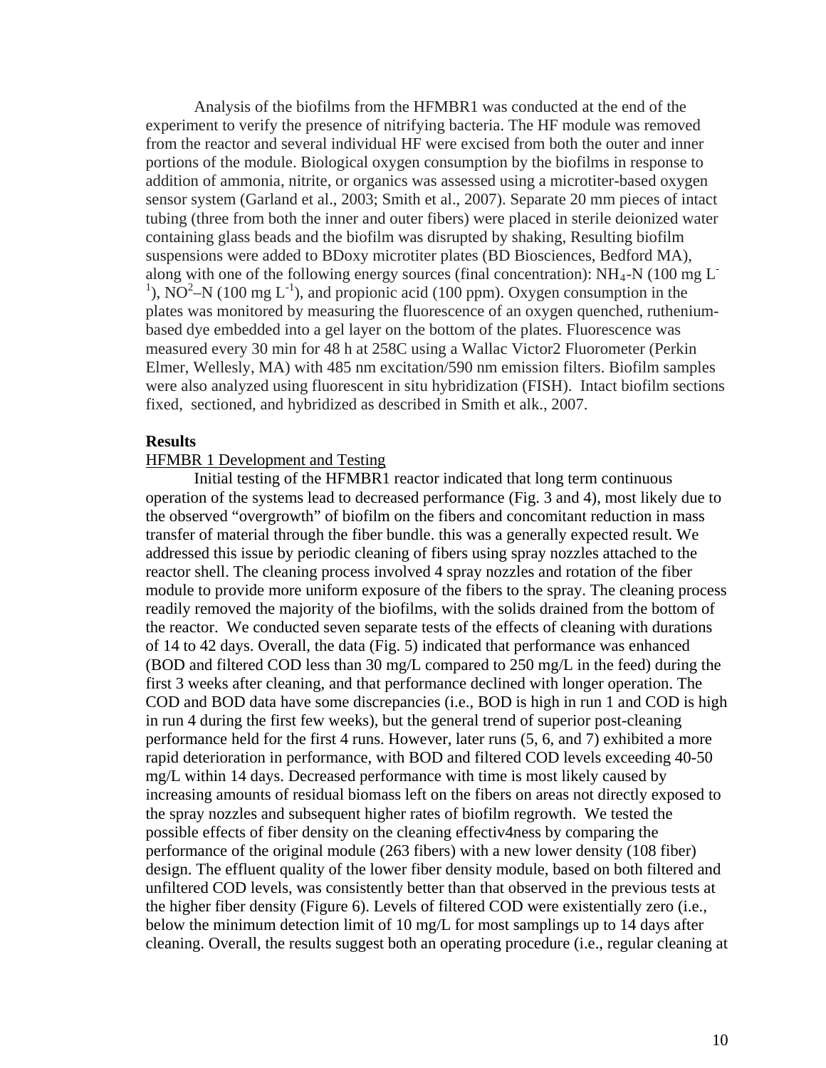Analysis of the biofilms from the HFMBR1 was conducted at the end of the experiment to verify the presence of nitrifying bacteria. The HF module was removed from the reactor and several individual HF were excised from both the outer and inner portions of the module. Biological oxygen consumption by the biofilms in response to addition of ammonia, nitrite, or organics was assessed using a microtiter-based oxygen sensor system (Garland et al., 2003; Smith et al., 2007). Separate 20 mm pieces of intact tubing (three from both the inner and outer fibers) were placed in sterile deionized water containing glass beads and the biofilm was disrupted by shaking, Resulting biofilm suspensions were added to BDoxy microtiter plates (BD Biosciences, Bedford MA), along with one of the following energy sources (final concentration): $NH_4$-N (100 mg $L^{-1}$), $NO^2$–N (100 mg $L^{-1}$), and propionic acid (100 ppm). Oxygen consumption in the plates was monitored by measuring the fluorescence of an oxygen quenched, ruthenium-based dye embedded into a gel layer on the bottom of the plates. Fluorescence was measured every 30 min for 48 h at 258C using a Wallac Victor2 Fluorometer (Perkin Elmer, Wellesly, MA) with 485 nm excitation/590 nm emission filters. Biofilm samples were also analyzed using fluorescent in situ hybridization (FISH). Intact biofilm sections fixed, sectioned, and hybridized as described in Smith et alk., 2007.

## Results

### HFMBR 1 Development and Testing

Initial testing of the HFMBR1 reactor indicated that long term continuous operation of the systems lead to decreased performance (Fig. 3 and 4), most likely due to the observed "overgrowth" of biofilm on the fibers and concomitant reduction in mass transfer of material through the fiber bundle. this was a generally expected result. We addressed this issue by periodic cleaning of fibers using spray nozzles attached to the reactor shell. The cleaning process involved 4 spray nozzles and rotation of the fiber module to provide more uniform exposure of the fibers to the spray. The cleaning process readily removed the majority of the biofilms, with the solids drained from the bottom of the reactor. We conducted seven separate tests of the effects of cleaning with durations of 14 to 42 days. Overall, the data (Fig. 5) indicated that performance was enhanced (BOD and filtered COD less than 30 mg/L compared to 250 mg/L in the feed) during the first 3 weeks after cleaning, and that performance declined with longer operation. The COD and BOD data have some discrepancies (i.e., BOD is high in run 1 and COD is high in run 4 during the first few weeks), but the general trend of superior post-cleaning performance held for the first 4 runs. However, later runs (5, 6, and 7) exhibited a more rapid deterioration in performance, with BOD and filtered COD levels exceeding 40-50 mg/L within 14 days. Decreased performance with time is most likely caused by increasing amounts of residual biomass left on the fibers on areas not directly exposed to the spray nozzles and subsequent higher rates of biofilm regrowth. We tested the possible effects of fiber density on the cleaning effectiv4ness by comparing the performance of the original module (263 fibers) with a new lower density (108 fiber) design. The effluent quality of the lower fiber density module, based on both filtered and unfiltered COD levels, was consistently better than that observed in the previous tests at the higher fiber density (Figure 6). Levels of filtered COD were existentially zero (i.e., below the minimum detection limit of 10 mg/L for most samplings up to 14 days after cleaning. Overall, the results suggest both an operating procedure (i.e., regular cleaning at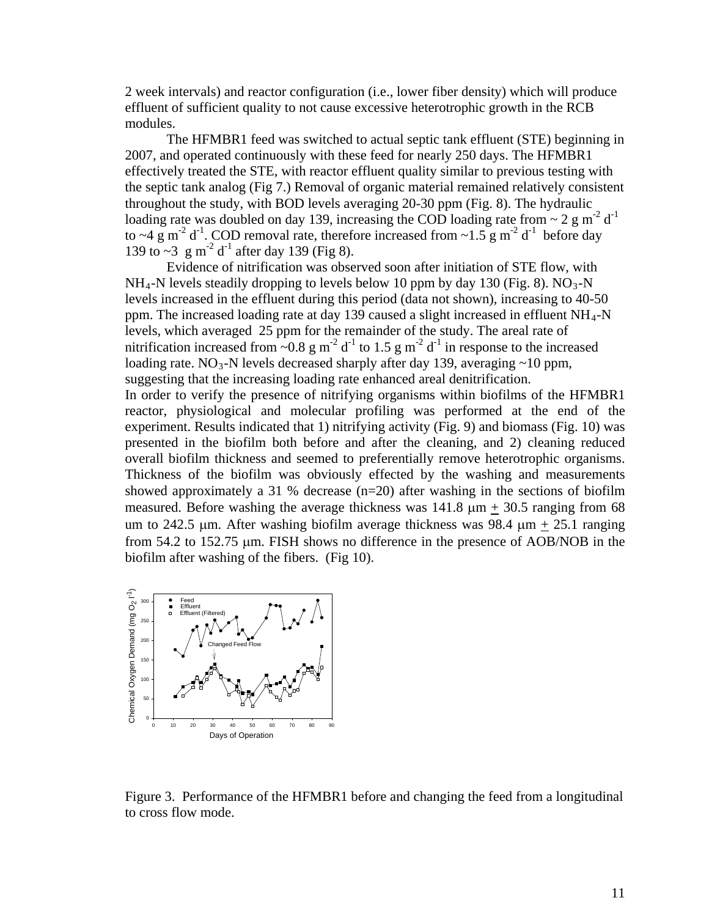2 week intervals) and reactor configuration (i.e., lower fiber density) which will produce effluent of sufficient quality to not cause excessive heterotrophic growth in the RCB modules.

The HFMBR1 feed was switched to actual septic tank effluent (STE) beginning in 2007, and operated continuously with these feed for nearly 250 days. The HFMBR1 effectively treated the STE, with reactor effluent quality similar to previous testing with the septic tank analog (Fig 7.) Removal of organic material remained relatively consistent throughout the study, with BOD levels averaging 20-30 ppm (Fig. 8). The hydraulic loading rate was doubled on day 139, increasing the COD loading rate from ~ 2 g $m^{-2}$ $d^{-1}$ to ~4 g $m^{-2}$ $d^{-1}$. COD removal rate, therefore increased from ~1.5 g $m^{-2}$ $d^{-1}$ before day 139 to ~3 g $m^{-2}$ $d^{-1}$ after day 139 (Fig 8).

Evidence of nitrification was observed soon after initiation of STE flow, with $NH_4$-N levels steadily dropping to levels below 10 ppm by day 130 (Fig. 8). $NO_3$-N levels increased in the effluent during this period (data not shown), increasing to 40-50 ppm. The increased loading rate at day 139 caused a slight increased in effluent $NH_4$-N levels, which averaged 25 ppm for the remainder of the study. The areal rate of nitrification increased from ~0.8 g $m^{-2}$ $d^{-1}$ to 1.5 g $m^{-2}$ $d^{-1}$ in response to the increased loading rate. $NO_3$-N levels decreased sharply after day 139, averaging ~10 ppm, suggesting that the increasing loading rate enhanced areal denitrification.

In order to verify the presence of nitrifying organisms within biofilms of the HFMBR1 reactor, physiological and molecular profiling was performed at the end of the experiment. Results indicated that 1) nitrifying activity (Fig. 9) and biomass (Fig. 10) was presented in the biofilm both before and after the cleaning, and 2) cleaning reduced overall biofilm thickness and seemed to preferentially remove heterotrophic organisms. Thickness of the biofilm was obviously effected by the washing and measurements showed approximately a 31 % decrease (n=20) after washing in the sections of biofilm measured. Before washing the average thickness was 141.8 μm $\pm$ 30.5 ranging from 68 um to 242.5 μm. After washing biofilm average thickness was 98.4 μm $\pm$ 25.1 ranging from 54.2 to 152.75 μm. FISH shows no difference in the presence of AOB/NOB in the biofilm after washing of the fibers. (Fig 10).

Figure 3. Performance of the HFMBR1 before and changing the feed from a longitudinal to cross flow mode.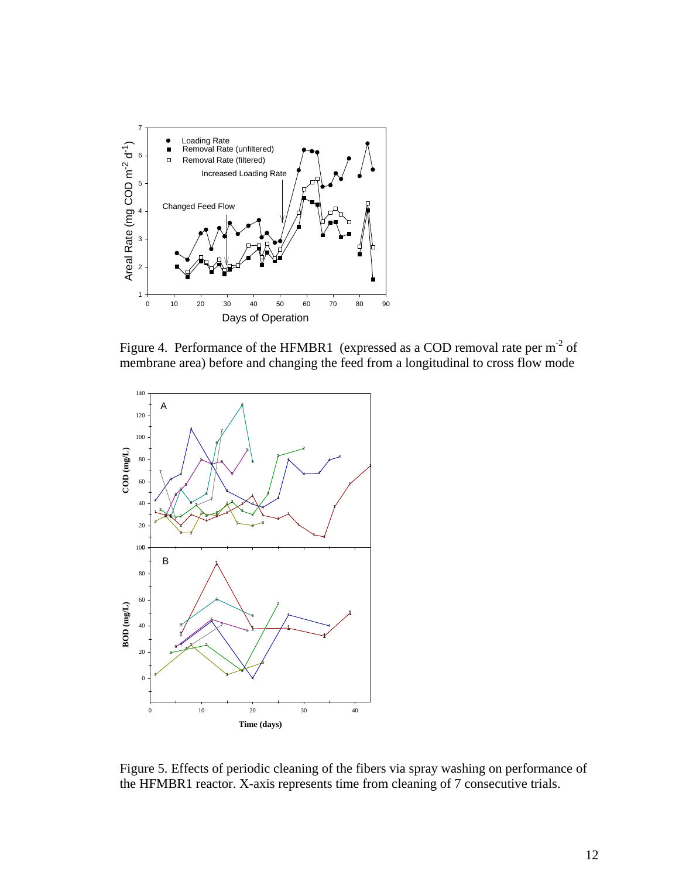Figure 4. Performance of the HFMBR1 (expressed as a COD removal rate per $m^{-2}$ of membrane area) before and changing the feed from a longitudinal to cross flow mode

Figure 5. Effects of periodic cleaning of the fibers via spray washing on performance of the HFMBR1 reactor. X-axis represents time from cleaning of 7 consecutive trials.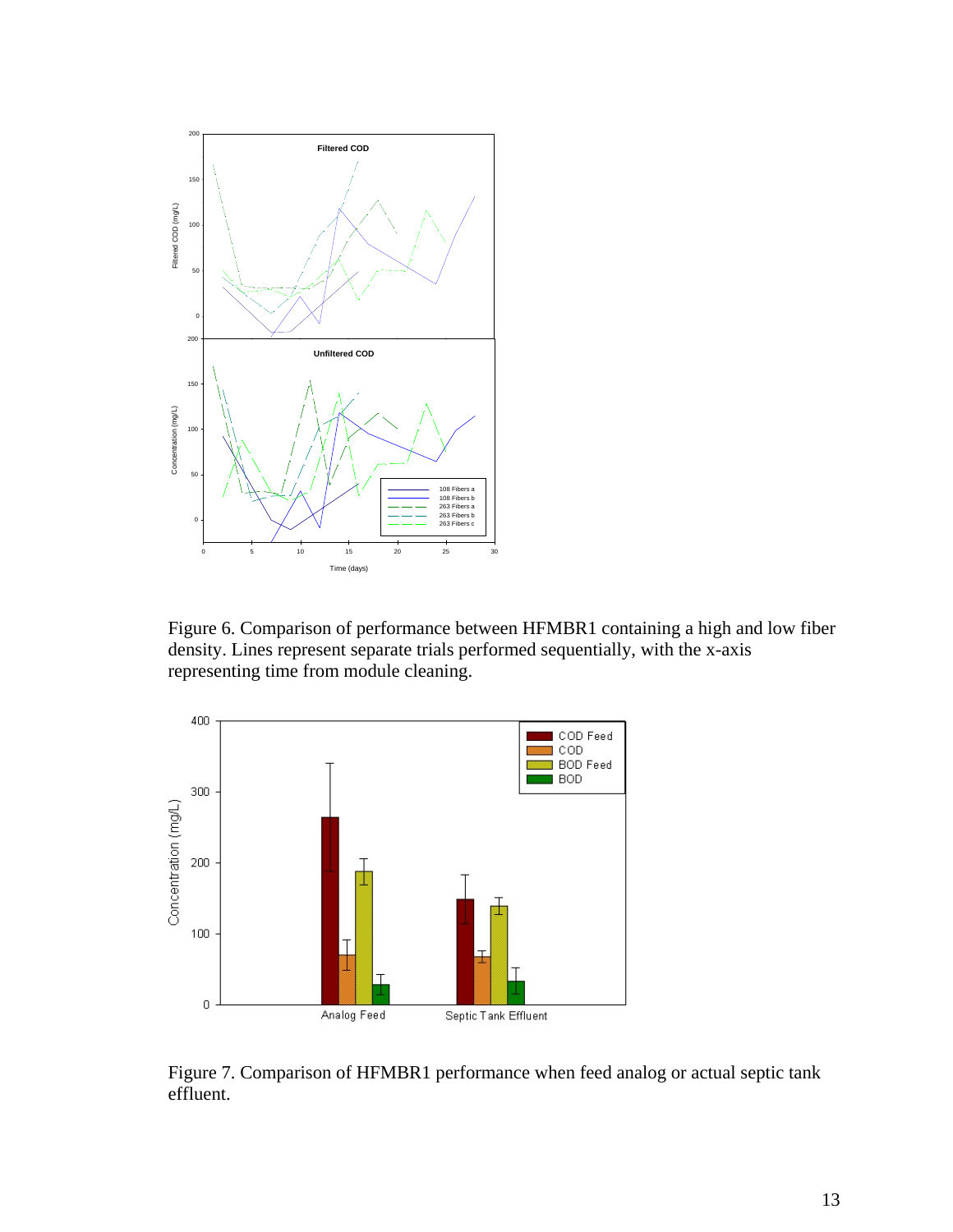Figure 6. Comparison of performance between HFMBR1 containing a high and low fiber density. Lines represent separate trials performed sequentially, with the x-axis representing time from module cleaning.

Figure 7. Comparison of HFMBR1 performance when feed analog or actual septic tank effluent.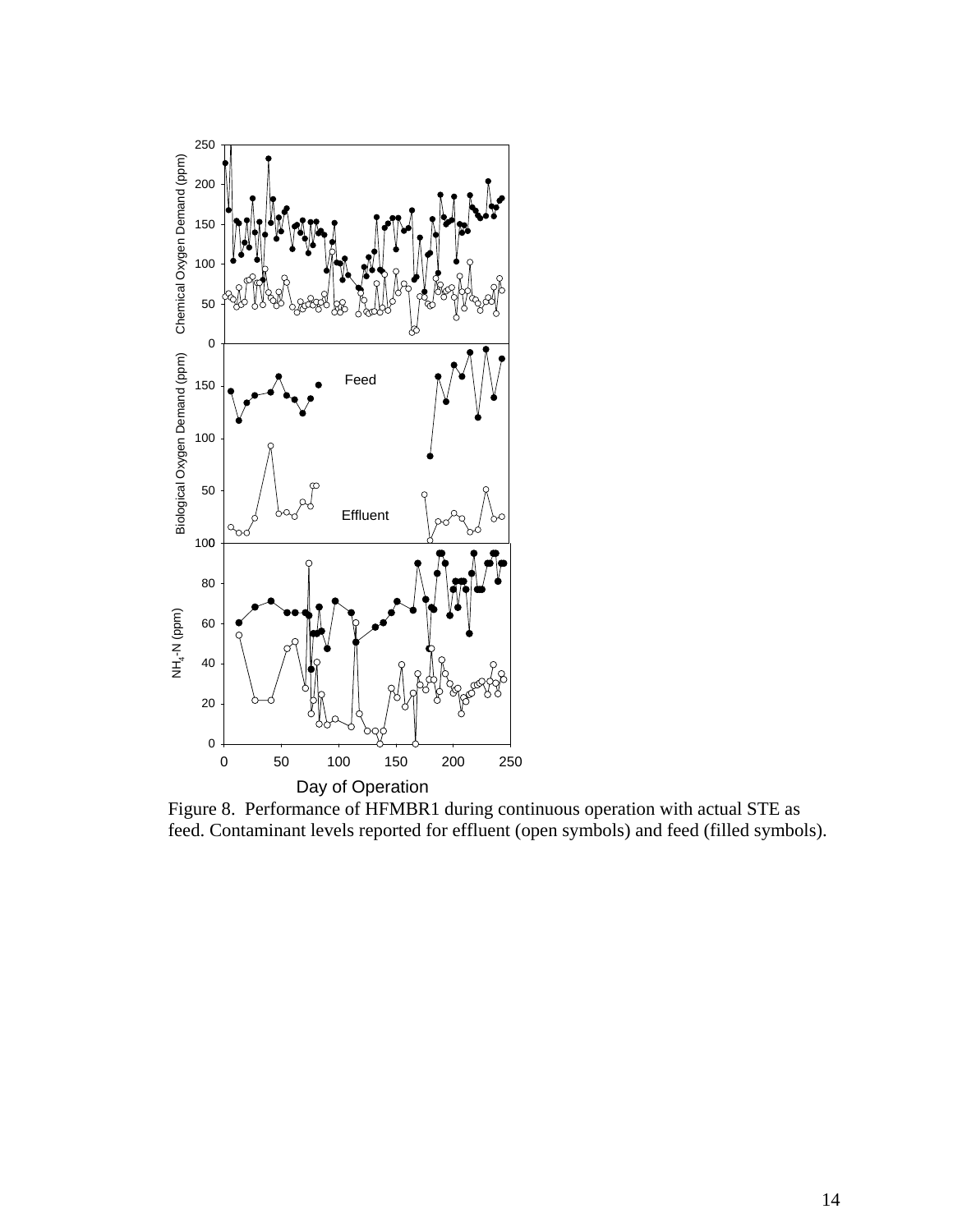Figure 8. Performance of HFMBR1 during continuous operation with actual STE as feed. Contaminant levels reported for effluent (open symbols) and feed (filled symbols).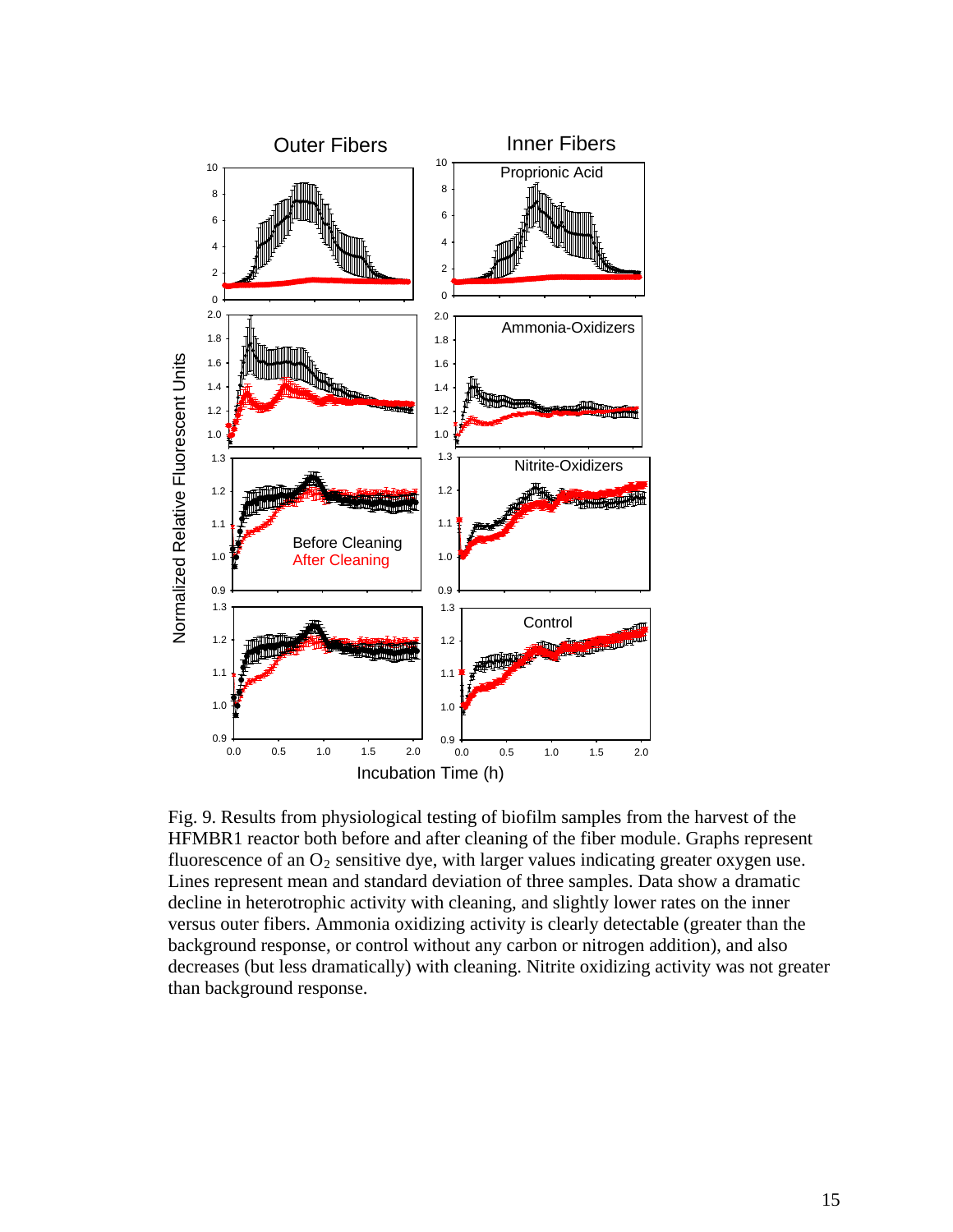Fig. 9. Results from physiological testing of biofilm samples from the harvest of the HFMBR1 reactor both before and after cleaning of the fiber module. Graphs represent fluorescence of an $O_2$ sensitive dye, with larger values indicating greater oxygen use. Lines represent mean and standard deviation of three samples. Data show a dramatic decline in heterotrophic activity with cleaning, and slightly lower rates on the inner versus outer fibers. Ammonia oxidizing activity is clearly detectable (greater than the background response, or control without any carbon or nitrogen addition), and also decreases (but less dramatically) with cleaning. Nitrite oxidizing activity was not greater than background response.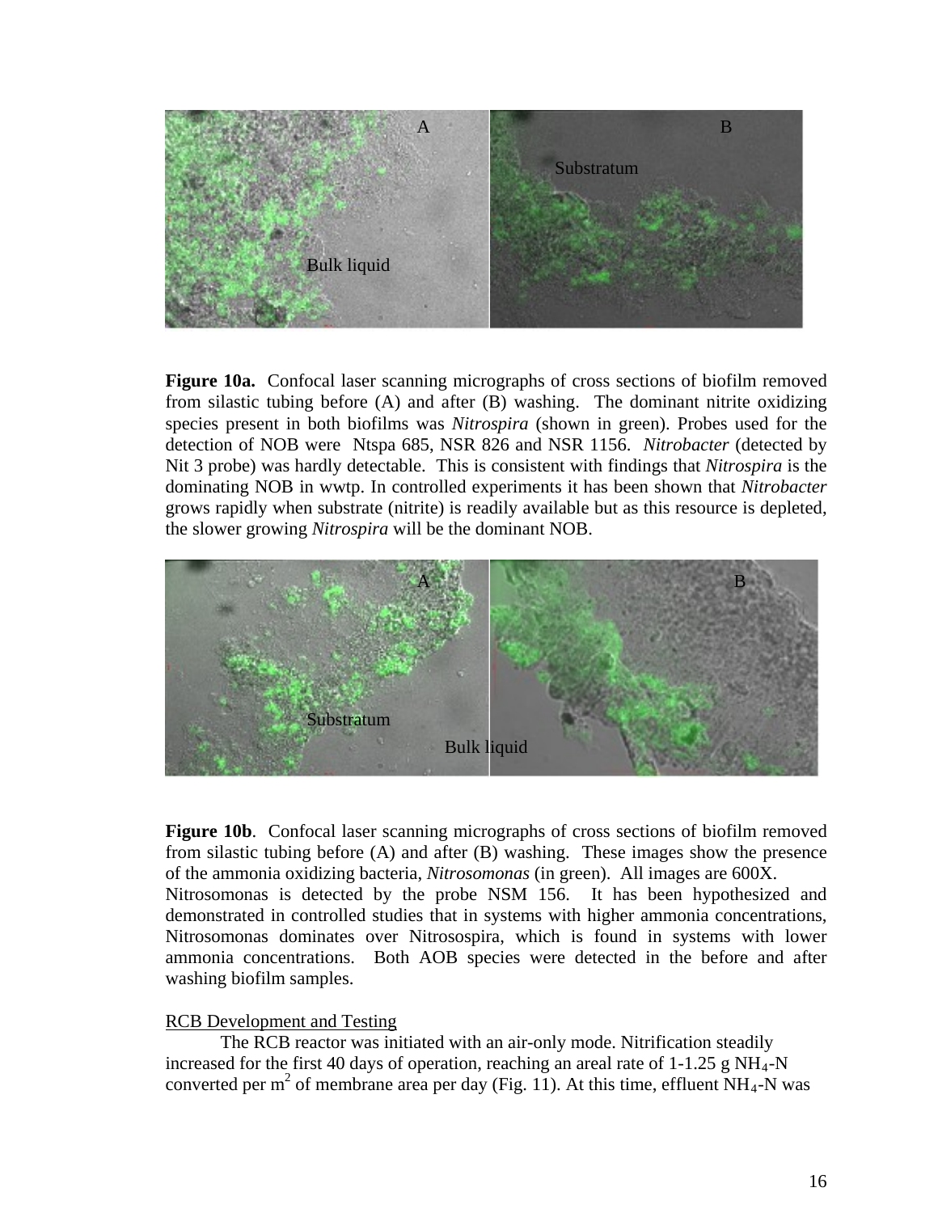**Figure 10a.** Confocal laser scanning micrographs of cross sections of biofilm removed from silastic tubing before (A) and after (B) washing. The dominant nitrite oxidizing species present in both biofilms was *Nitrospira* (shown in green). Probes used for the detection of NOB were Ntspa 685, NSR 826 and NSR 1156. *Nitrobacter* (detected by Nit 3 probe) was hardly detectable. This is consistent with findings that *Nitrospira* is the dominating NOB in wwtp. In controlled experiments it has been shown that *Nitrobacter* grows rapidly when substrate (nitrite) is readily available but as this resource is depleted, the slower growing *Nitrospira* will be the dominant NOB.

**Figure 10b**. Confocal laser scanning micrographs of cross sections of biofilm removed from silastic tubing before (A) and after (B) washing. These images show the presence of the ammonia oxidizing bacteria, *Nitrosomonas* (in green). All images are 600X. Nitrosomonas is detected by the probe NSM 156. It has been hypothesized and demonstrated in controlled studies that in systems with higher ammonia concentrations, Nitrosomonas dominates over Nitrosospira, which is found in systems with lower ammonia concentrations. Both AOB species were detected in the before and after washing biofilm samples.

RCB Development and Testing

The RCB reactor was initiated with an air-only mode. Nitrification steadily increased for the first 40 days of operation, reaching an areal rate of 1-1.25 g $NH_4$-N converted per $m^2$ of membrane area per day (Fig. 11). At this time, effluent $NH_4$-N was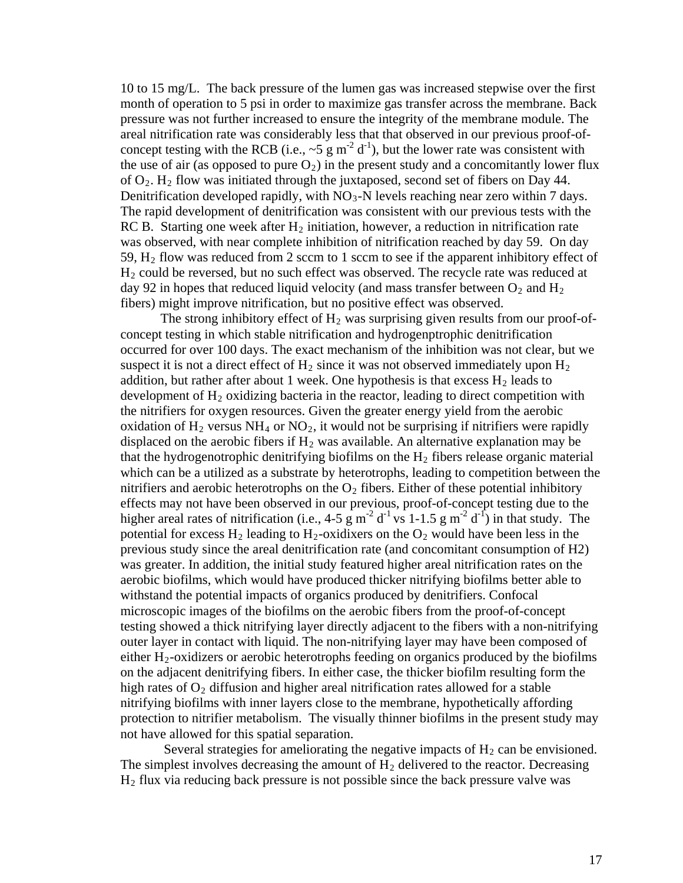10 to 15 mg/L. The back pressure of the lumen gas was increased stepwise over the first month of operation to 5 psi in order to maximize gas transfer across the membrane. Back pressure was not further increased to ensure the integrity of the membrane module. The areal nitrification rate was considerably less that that observed in our previous proof-of-concept testing with the RCB (i.e., ~5 g $m^{-2}$ $d^{-1}$), but the lower rate was consistent with the use of air (as opposed to pure $O_2$) in the present study and a concomitantly lower flux of $O_2$. $H_2$ flow was initiated through the juxtaposed, second set of fibers on Day 44. Denitrification developed rapidly, with $NO_3$-N levels reaching near zero within 7 days. The rapid development of denitrification was consistent with our previous tests with the RC B. Starting one week after $H_2$ initiation, however, a reduction in nitrification rate was observed, with near complete inhibition of nitrification reached by day 59. On day 59, $H_2$ flow was reduced from 2 sccm to 1 sccm to see if the apparent inhibitory effect of $H_2$ could be reversed, but no such effect was observed. The recycle rate was reduced at day 92 in hopes that reduced liquid velocity (and mass transfer between $O_2$ and $H_2$ fibers) might improve nitrification, but no positive effect was observed.

The strong inhibitory effect of $H_2$ was surprising given results from our proof-of-concept testing in which stable nitrification and hydrogenptrophic denitrification occurred for over 100 days. The exact mechanism of the inhibition was not clear, but we suspect it is not a direct effect of $H_2$ since it was not observed immediately upon $H_2$ addition, but rather after about 1 week. One hypothesis is that excess $H_2$ leads to development of $H_2$ oxidizing bacteria in the reactor, leading to direct competition with the nitrifiers for oxygen resources. Given the greater energy yield from the aerobic oxidation of $H_2$ versus $NH_4$ or $NO_2$, it would not be surprising if nitrifiers were rapidly displaced on the aerobic fibers if $H_2$ was available. An alternative explanation may be that the hydrogenotrophic denitrifying biofilms on the $H_2$ fibers release organic material which can be a utilized as a substrate by heterotrophs, leading to competition between the nitrifiers and aerobic heterotrophs on the $O_2$ fibers. Either of these potential inhibitory effects may not have been observed in our previous, proof-of-concept testing due to the higher areal rates of nitrification (i.e., 4-5 g $m^{-2}$ $d^{-1}$ vs 1-1.5 g $m^{-2}$ $d^{-1}$) in that study. The potential for excess $H_2$ leading to $H_2$-oxidixers on the $O_2$ would have been less in the previous study since the areal denitrification rate (and concomitant consumption of H2) was greater. In addition, the initial study featured higher areal nitrification rates on the aerobic biofilms, which would have produced thicker nitrifying biofilms better able to withstand the potential impacts of organics produced by denitrifiers. Confocal microscopic images of the biofilms on the aerobic fibers from the proof-of-concept testing showed a thick nitrifying layer directly adjacent to the fibers with a non-nitrifying outer layer in contact with liquid. The non-nitrifying layer may have been composed of either $H_2$-oxidizers or aerobic heterotrophs feeding on organics produced by the biofilms on the adjacent denitrifying fibers. In either case, the thicker biofilm resulting form the high rates of $O_2$ diffusion and higher areal nitrification rates allowed for a stable nitrifying biofilms with inner layers close to the membrane, hypothetically affording protection to nitrifier metabolism. The visually thinner biofilms in the present study may not have allowed for this spatial separation.

Several strategies for ameliorating the negative impacts of $H_2$ can be envisioned. The simplest involves decreasing the amount of $H_2$ delivered to the reactor. Decreasing $H_2$ flux via reducing back pressure is not possible since the back pressure valve was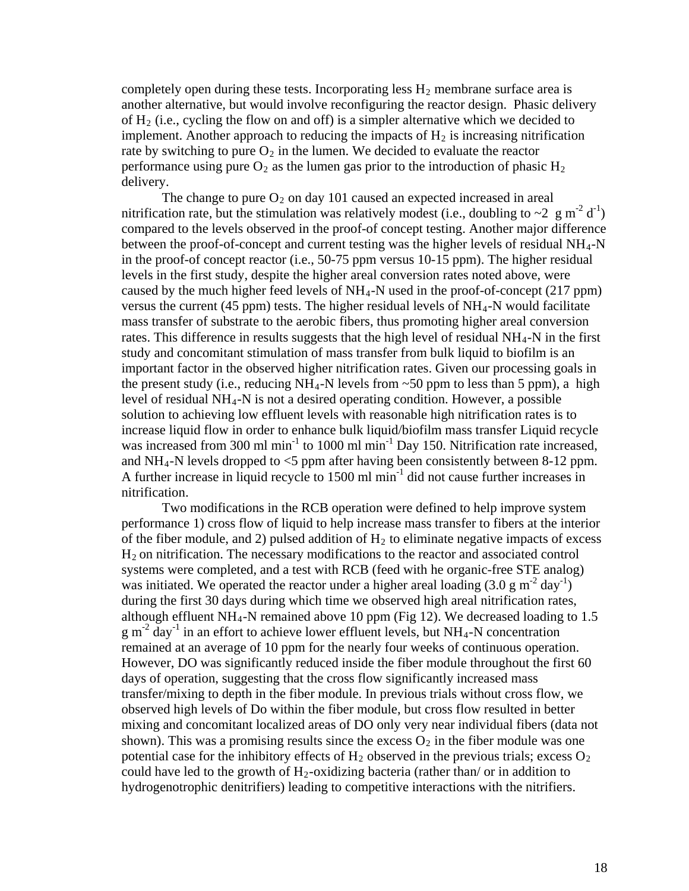completely open during these tests. Incorporating less $H_2$ membrane surface area is another alternative, but would involve reconfiguring the reactor design. Phasic delivery of $H_2$ (i.e., cycling the flow on and off) is a simpler alternative which we decided to implement. Another approach to reducing the impacts of $H_2$ is increasing nitrification rate by switching to pure $O_2$ in the lumen. We decided to evaluate the reactor performance using pure $O_2$ as the lumen gas prior to the introduction of phasic $H_2$ delivery.

The change to pure $O_2$ on day 101 caused an expected increased in areal nitrification rate, but the stimulation was relatively modest (i.e., doubling to ~2 g $m^{-2}$ $d^{-1}$) compared to the levels observed in the proof-of concept testing. Another major difference between the proof-of-concept and current testing was the higher levels of residual $NH_4$-N in the proof-of concept reactor (i.e., 50-75 ppm versus 10-15 ppm). The higher residual levels in the first study, despite the higher areal conversion rates noted above, were caused by the much higher feed levels of $NH_4$-N used in the proof-of-concept (217 ppm) versus the current (45 ppm) tests. The higher residual levels of $NH_4$-N would facilitate mass transfer of substrate to the aerobic fibers, thus promoting higher areal conversion rates. This difference in results suggests that the high level of residual $NH_4$-N in the first study and concomitant stimulation of mass transfer from bulk liquid to biofilm is an important factor in the observed higher nitrification rates. Given our processing goals in the present study (i.e., reducing $NH_4$-N levels from ~50 ppm to less than 5 ppm), a high level of residual $NH_4$-N is not a desired operating condition. However, a possible solution to achieving low effluent levels with reasonable high nitrification rates is to increase liquid flow in order to enhance bulk liquid/biofilm mass transfer Liquid recycle was increased from 300 ml $min^{-1}$ to 1000 ml $min^{-1}$ Day 150. Nitrification rate increased, and $NH_4$-N levels dropped to <5 ppm after having been consistently between 8-12 ppm. A further increase in liquid recycle to 1500 ml $min^{-1}$ did not cause further increases in nitrification.

Two modifications in the RCB operation were defined to help improve system performance 1) cross flow of liquid to help increase mass transfer to fibers at the interior of the fiber module, and 2) pulsed addition of $H_2$ to eliminate negative impacts of excess $H_2$ on nitrification. The necessary modifications to the reactor and associated control systems were completed, and a test with RCB (feed with he organic-free STE analog) was initiated. We operated the reactor under a higher areal loading (3.0 g $m^{-2}$ $day^{-1}$) during the first 30 days during which time we observed high areal nitrification rates, although effluent $NH_4$-N remained above 10 ppm (Fig 12). We decreased loading to 1.5 g $m^{-2}$ $day^{-1}$ in an effort to achieve lower effluent levels, but $NH_4$-N concentration remained at an average of 10 ppm for the nearly four weeks of continuous operation. However, DO was significantly reduced inside the fiber module throughout the first 60 days of operation, suggesting that the cross flow significantly increased mass transfer/mixing to depth in the fiber module. In previous trials without cross flow, we observed high levels of Do within the fiber module, but cross flow resulted in better mixing and concomitant localized areas of DO only very near individual fibers (data not shown). This was a promising results since the excess $O_2$ in the fiber module was one potential case for the inhibitory effects of $H_2$ observed in the previous trials; excess $O_2$ could have led to the growth of $H_2$-oxidizing bacteria (rather than/ or in addition to hydrogenotrophic denitrifiers) leading to competitive interactions with the nitrifiers.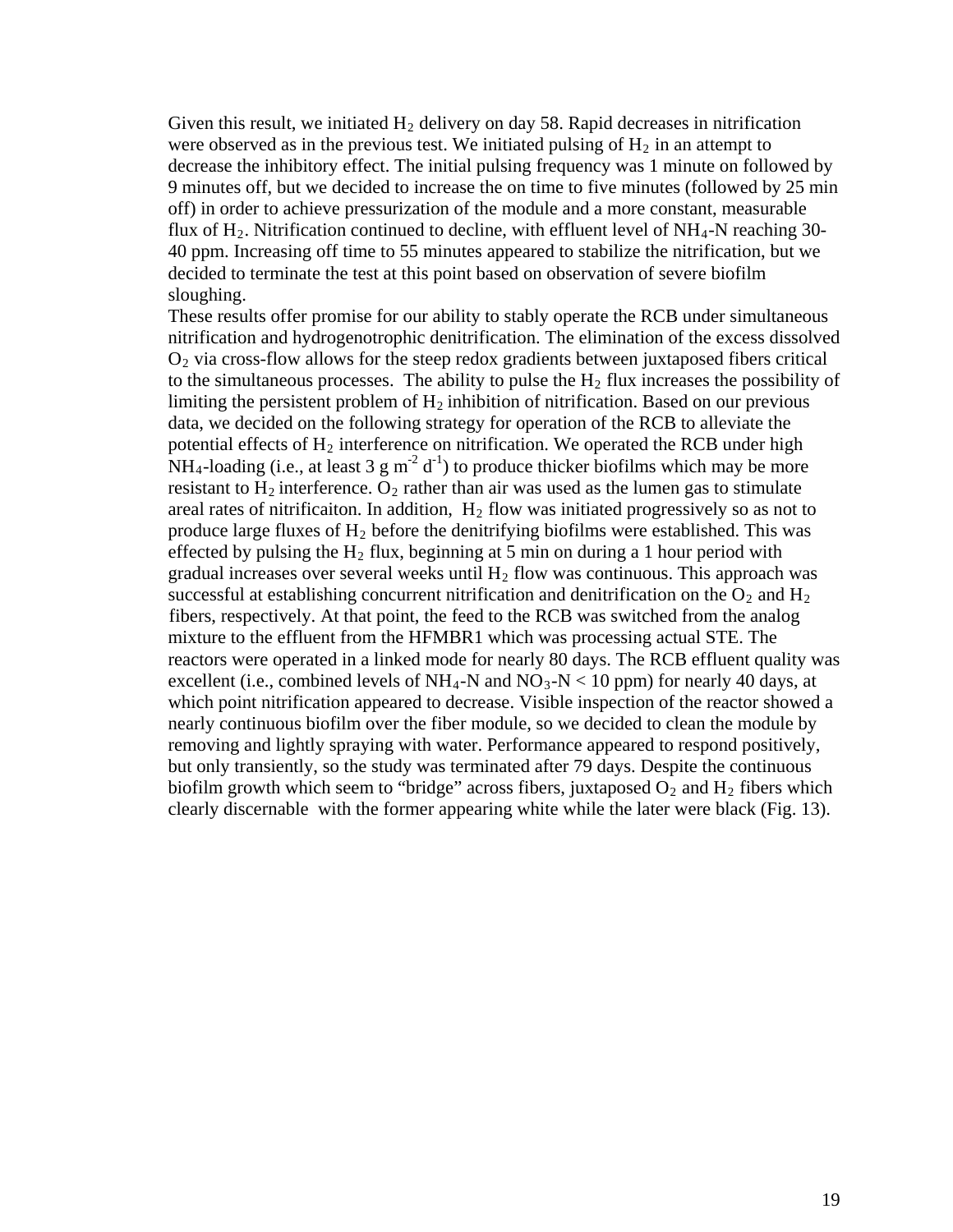Given this result, we initiated $H_2$ delivery on day 58. Rapid decreases in nitrification were observed as in the previous test. We initiated pulsing of $H_2$ in an attempt to decrease the inhibitory effect. The initial pulsing frequency was 1 minute on followed by 9 minutes off, but we decided to increase the on time to five minutes (followed by 25 min off) in order to achieve pressurization of the module and a more constant, measurable flux of $H_2$. Nitrification continued to decline, with effluent level of $NH_4$-N reaching 30-40 ppm. Increasing off time to 55 minutes appeared to stabilize the nitrification, but we decided to terminate the test at this point based on observation of severe biofilm sloughing.

These results offer promise for our ability to stably operate the RCB under simultaneous nitrification and hydrogenotrophic denitrification. The elimination of the excess dissolved $O_2$ via cross-flow allows for the steep redox gradients between juxtaposed fibers critical to the simultaneous processes. The ability to pulse the $H_2$ flux increases the possibility of limiting the persistent problem of $H_2$ inhibition of nitrification. Based on our previous data, we decided on the following strategy for operation of the RCB to alleviate the potential effects of $H_2$ interference on nitrification. We operated the RCB under high $NH_4$-loading (i.e., at least 3 g $m^{-2}$ $d^{-1}$) to produce thicker biofilms which may be more resistant to $H_2$ interference. $O_2$ rather than air was used as the lumen gas to stimulate areal rates of nitrificaiton. In addition, $H_2$ flow was initiated progressively so as not to produce large fluxes of $H_2$ before the denitrifying biofilms were established. This was effected by pulsing the $H_2$ flux, beginning at 5 min on during a 1 hour period with gradual increases over several weeks until $H_2$ flow was continuous. This approach was successful at establishing concurrent nitrification and denitrification on the $O_2$ and $H_2$ fibers, respectively. At that point, the feed to the RCB was switched from the analog mixture to the effluent from the HFMBR1 which was processing actual STE. The reactors were operated in a linked mode for nearly 80 days. The RCB effluent quality was excellent (i.e., combined levels of $NH_4$-N and $NO_3$-N < 10 ppm) for nearly 40 days, at which point nitrification appeared to decrease. Visible inspection of the reactor showed a nearly continuous biofilm over the fiber module, so we decided to clean the module by removing and lightly spraying with water. Performance appeared to respond positively, but only transiently, so the study was terminated after 79 days. Despite the continuous biofilm growth which seem to "bridge" across fibers, juxtaposed $O_2$ and $H_2$ fibers which clearly discernable with the former appearing white while the later were black (Fig. 13).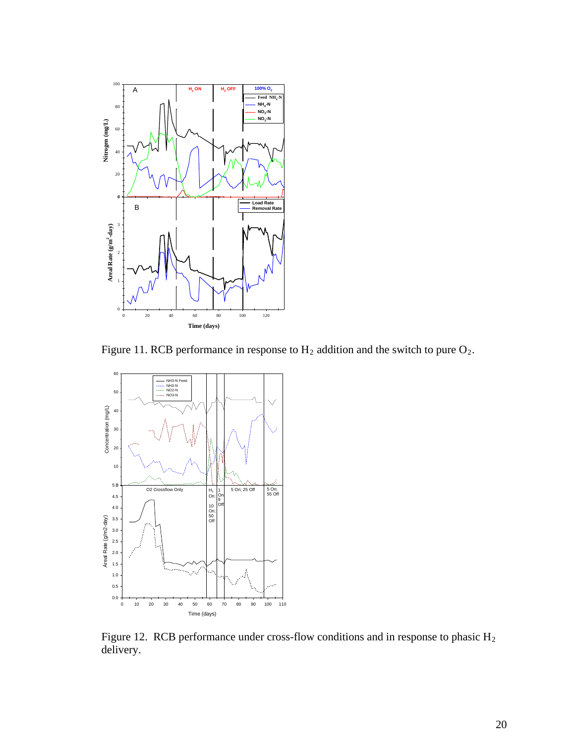Figure 11. RCB performance in response to $H_2$ addition and the switch to pure $O_2$.

Figure 12. RCB performance under cross-flow conditions and in response to phasic $H_2$ delivery.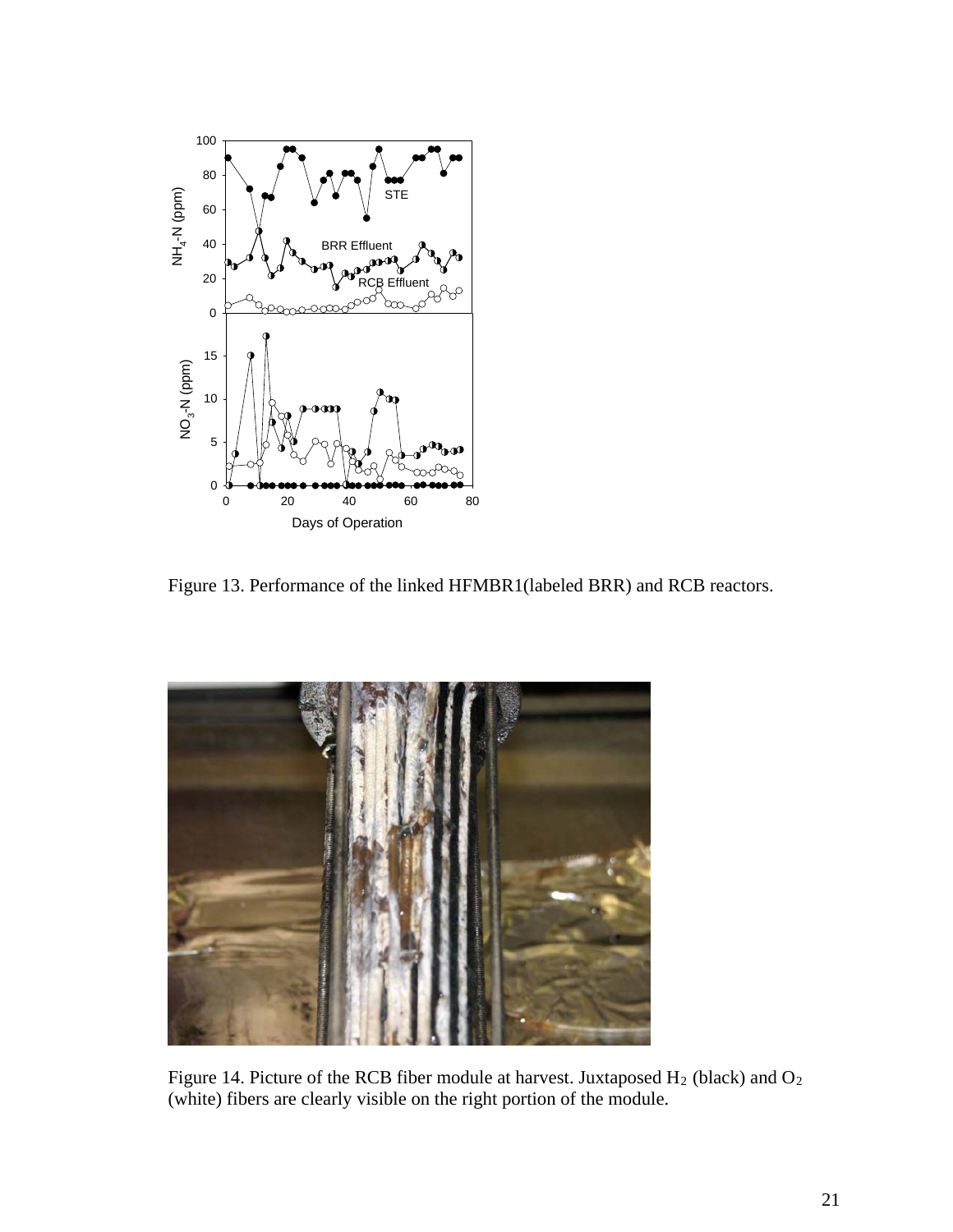Figure 13. Performance of the linked HFMBR1(labeled BRR) and RCB reactors.

Figure 14. Picture of the RCB fiber module at harvest. Juxtaposed $H_2$ (black) and $O_2$ (white) fibers are clearly visible on the right portion of the module.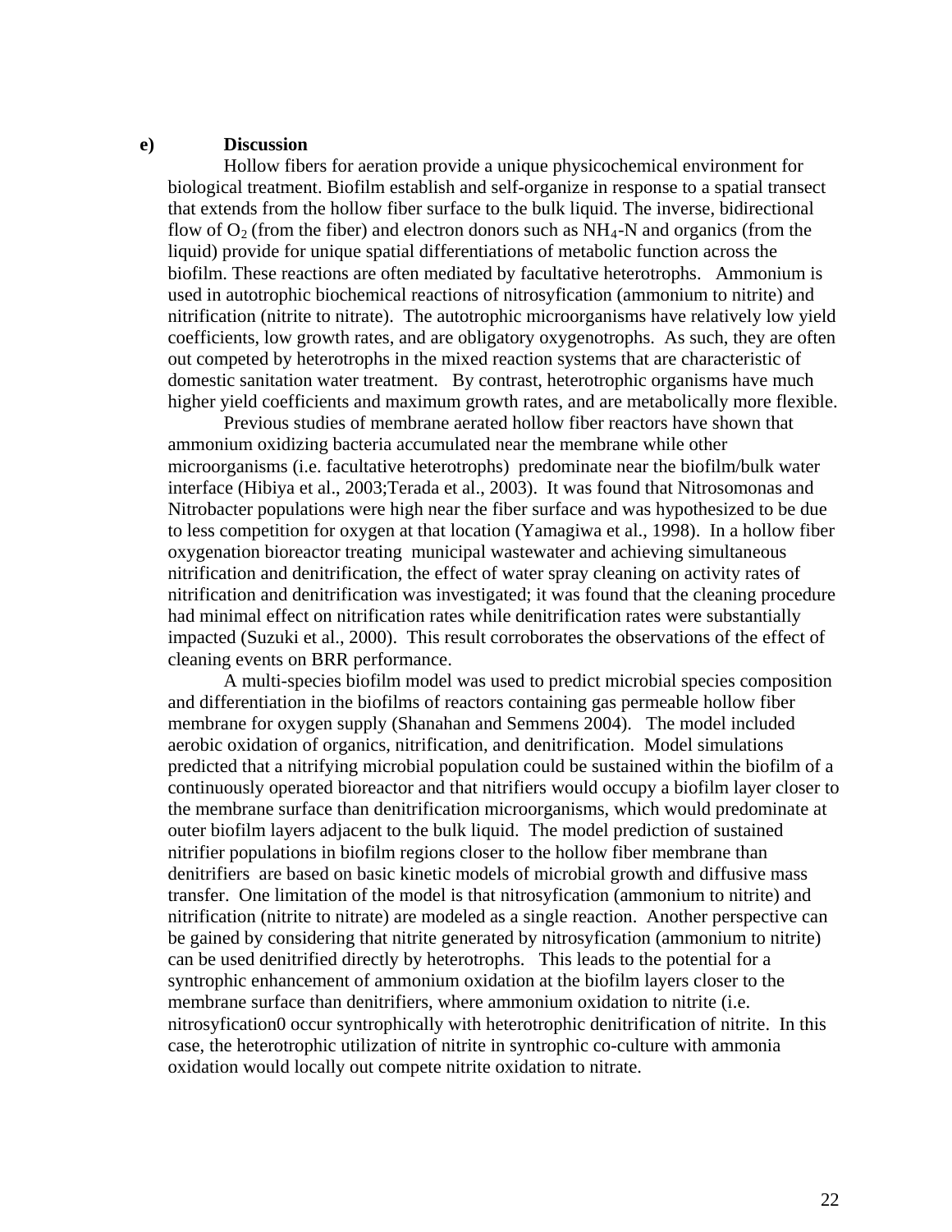## e) Discussion

Hollow fibers for aeration provide a unique physicochemical environment for biological treatment. Biofilm establish and self-organize in response to a spatial transect that extends from the hollow fiber surface to the bulk liquid. The inverse, bidirectional flow of $O_2$ (from the fiber) and electron donors such as $NH_4$-N and organics (from the liquid) provide for unique spatial differentiations of metabolic function across the biofilm. These reactions are often mediated by facultative heterotrophs. Ammonium is used in autotrophic biochemical reactions of nitrosyfication (ammonium to nitrite) and nitrification (nitrite to nitrate). The autotrophic microorganisms have relatively low yield coefficients, low growth rates, and are obligatory oxygenotrophs. As such, they are often out competed by heterotrophs in the mixed reaction systems that are characteristic of domestic sanitation water treatment. By contrast, heterotrophic organisms have much higher yield coefficients and maximum growth rates, and are metabolically more flexible.

Previous studies of membrane aerated hollow fiber reactors have shown that ammonium oxidizing bacteria accumulated near the membrane while other microorganisms (i.e. facultative heterotrophs) predominate near the biofilm/bulk water interface (Hibiya et al., 2003;Terada et al., 2003). It was found that Nitrosomonas and Nitrobacter populations were high near the fiber surface and was hypothesized to be due to less competition for oxygen at that location (Yamagiwa et al., 1998). In a hollow fiber oxygenation bioreactor treating municipal wastewater and achieving simultaneous nitrification and denitrification, the effect of water spray cleaning on activity rates of nitrification and denitrification was investigated; it was found that the cleaning procedure had minimal effect on nitrification rates while denitrification rates were substantially impacted (Suzuki et al., 2000). This result corroborates the observations of the effect of cleaning events on BRR performance.

A multi-species biofilm model was used to predict microbial species composition and differentiation in the biofilms of reactors containing gas permeable hollow fiber membrane for oxygen supply (Shanahan and Semmens 2004). The model included aerobic oxidation of organics, nitrification, and denitrification. Model simulations predicted that a nitrifying microbial population could be sustained within the biofilm of a continuously operated bioreactor and that nitrifiers would occupy a biofilm layer closer to the membrane surface than denitrification microorganisms, which would predominate at outer biofilm layers adjacent to the bulk liquid. The model prediction of sustained nitrifier populations in biofilm regions closer to the hollow fiber membrane than denitrifiers are based on basic kinetic models of microbial growth and diffusive mass transfer. One limitation of the model is that nitrosyfication (ammonium to nitrite) and nitrification (nitrite to nitrate) are modeled as a single reaction. Another perspective can be gained by considering that nitrite generated by nitrosyfication (ammonium to nitrite) can be used denitrified directly by heterotrophs. This leads to the potential for a syntrophic enhancement of ammonium oxidation at the biofilm layers closer to the membrane surface than denitrifiers, where ammonium oxidation to nitrite (i.e. nitrosyfication0 occur syntrophically with heterotrophic denitrification of nitrite. In this case, the heterotrophic utilization of nitrite in syntrophic co-culture with ammonia oxidation would locally out compete nitrite oxidation to nitrate.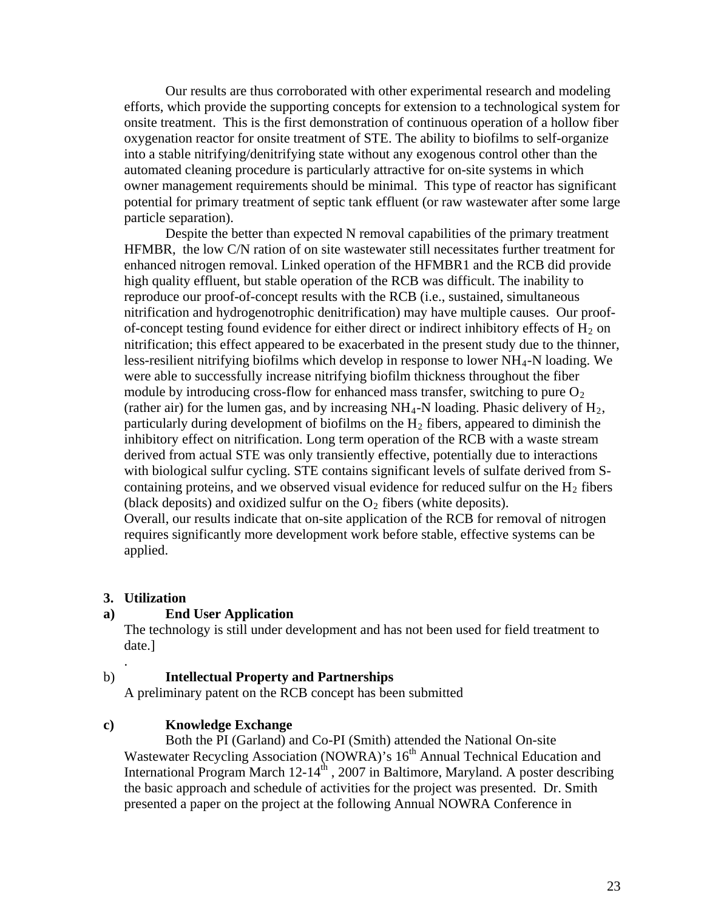Our results are thus corroborated with other experimental research and modeling efforts, which provide the supporting concepts for extension to a technological system for onsite treatment. This is the first demonstration of continuous operation of a hollow fiber oxygenation reactor for onsite treatment of STE. The ability to biofilms to self-organize into a stable nitrifying/denitrifying state without any exogenous control other than the automated cleaning procedure is particularly attractive for on-site systems in which owner management requirements should be minimal. This type of reactor has significant potential for primary treatment of septic tank effluent (or raw wastewater after some large particle separation).

Despite the better than expected N removal capabilities of the primary treatment HFMBR, the low C/N ration of on site wastewater still necessitates further treatment for enhanced nitrogen removal. Linked operation of the HFMBR1 and the RCB did provide high quality effluent, but stable operation of the RCB was difficult. The inability to reproduce our proof-of-concept results with the RCB (i.e., sustained, simultaneous nitrification and hydrogenotrophic denitrification) may have multiple causes. Our proof-of-concept testing found evidence for either direct or indirect inhibitory effects of $H_2$ on nitrification; this effect appeared to be exacerbated in the present study due to the thinner, less-resilient nitrifying biofilms which develop in response to lower $NH_4$-N loading. We were able to successfully increase nitrifying biofilm thickness throughout the fiber module by introducing cross-flow for enhanced mass transfer, switching to pure $O_2$ (rather air) for the lumen gas, and by increasing $NH_4$-N loading. Phasic delivery of $H_2$, particularly during development of biofilms on the $H_2$ fibers, appeared to diminish the inhibitory effect on nitrification. Long term operation of the RCB with a waste stream derived from actual STE was only transiently effective, potentially due to interactions with biological sulfur cycling. STE contains significant levels of sulfate derived from S-containing proteins, and we observed visual evidence for reduced sulfur on the $H_2$ fibers (black deposits) and oxidized sulfur on the $O_2$ fibers (white deposits).
Overall, our results indicate that on-site application of the RCB for removal of nitrogen requires significantly more development work before stable, effective systems can be applied.

## 3. Utilization

### a) End User Application

The technology is still under development and has not been used for field treatment to date.]

.

### b) Intellectual Property and Partnerships

A preliminary patent on the RCB concept has been submitted

### c) Knowledge Exchange

Both the PI (Garland) and Co-PI (Smith) attended the National On-site Wastewater Recycling Association (NOWRA)'s 16th Annual Technical Education and International Program March 12-14th , 2007 in Baltimore, Maryland. A poster describing the basic approach and schedule of activities for the project was presented. Dr. Smith presented a paper on the project at the following Annual NOWRA Conference in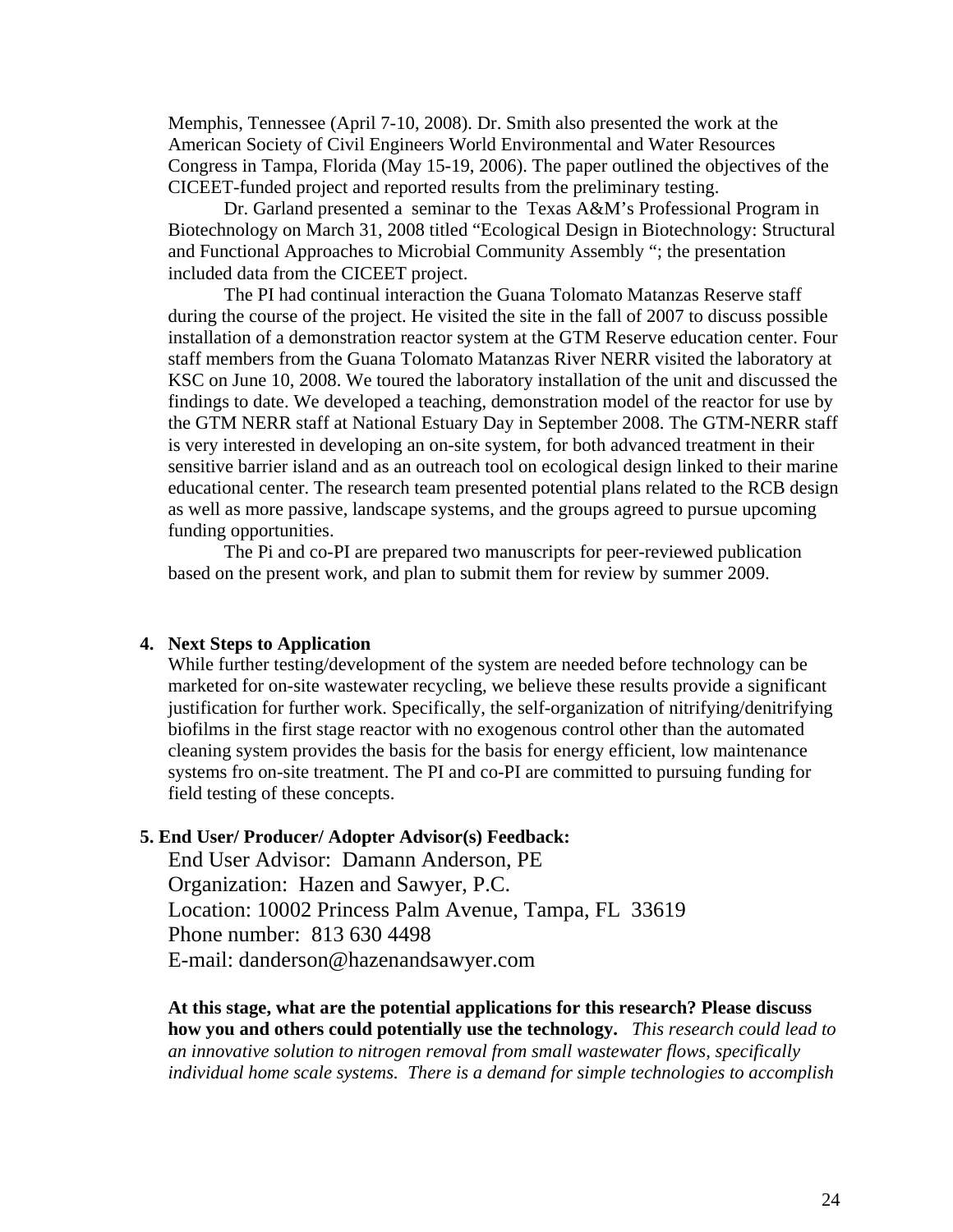Memphis, Tennessee (April 7-10, 2008). Dr. Smith also presented the work at the American Society of Civil Engineers World Environmental and Water Resources Congress in Tampa, Florida (May 15-19, 2006). The paper outlined the objectives of the CICEET-funded project and reported results from the preliminary testing.

Dr. Garland presented a seminar to the Texas A&M's Professional Program in Biotechnology on March 31, 2008 titled "Ecological Design in Biotechnology: Structural and Functional Approaches to Microbial Community Assembly "; the presentation included data from the CICEET project.

The PI had continual interaction the Guana Tolomato Matanzas Reserve staff during the course of the project. He visited the site in the fall of 2007 to discuss possible installation of a demonstration reactor system at the GTM Reserve education center. Four staff members from the Guana Tolomato Matanzas River NERR visited the laboratory at KSC on June 10, 2008. We toured the laboratory installation of the unit and discussed the findings to date. We developed a teaching, demonstration model of the reactor for use by the GTM NERR staff at National Estuary Day in September 2008. The GTM-NERR staff is very interested in developing an on-site system, for both advanced treatment in their sensitive barrier island and as an outreach tool on ecological design linked to their marine educational center. The research team presented potential plans related to the RCB design as well as more passive, landscape systems, and the groups agreed to pursue upcoming funding opportunities.

The Pi and co-PI are prepared two manuscripts for peer-reviewed publication based on the present work, and plan to submit them for review by summer 2009.

**4. Next Steps to Application**

While further testing/development of the system are needed before technology can be marketed for on-site wastewater recycling, we believe these results provide a significant justification for further work. Specifically, the self-organization of nitrifying/denitrifying biofilms in the first stage reactor with no exogenous control other than the automated cleaning system provides the basis for the basis for energy efficient, low maintenance systems fro on-site treatment. The PI and co-PI are committed to pursuing funding for field testing of these concepts.

**5. End User/ Producer/ Adopter Advisor(s) Feedback:**

End User Advisor: Damann Anderson, PE
Organization: Hazen and Sawyer, P.C.
Location: 10002 Princess Palm Avenue, Tampa, FL 33619
Phone number: 813 630 4498
E-mail: danderson@hazenandsawyer.com

**At this stage, what are the potential applications for this research? Please discuss how you and others could potentially use the technology.** *This research could lead to an innovative solution to nitrogen removal from small wastewater flows, specifically individual home scale systems. There is a demand for simple technologies to accomplish*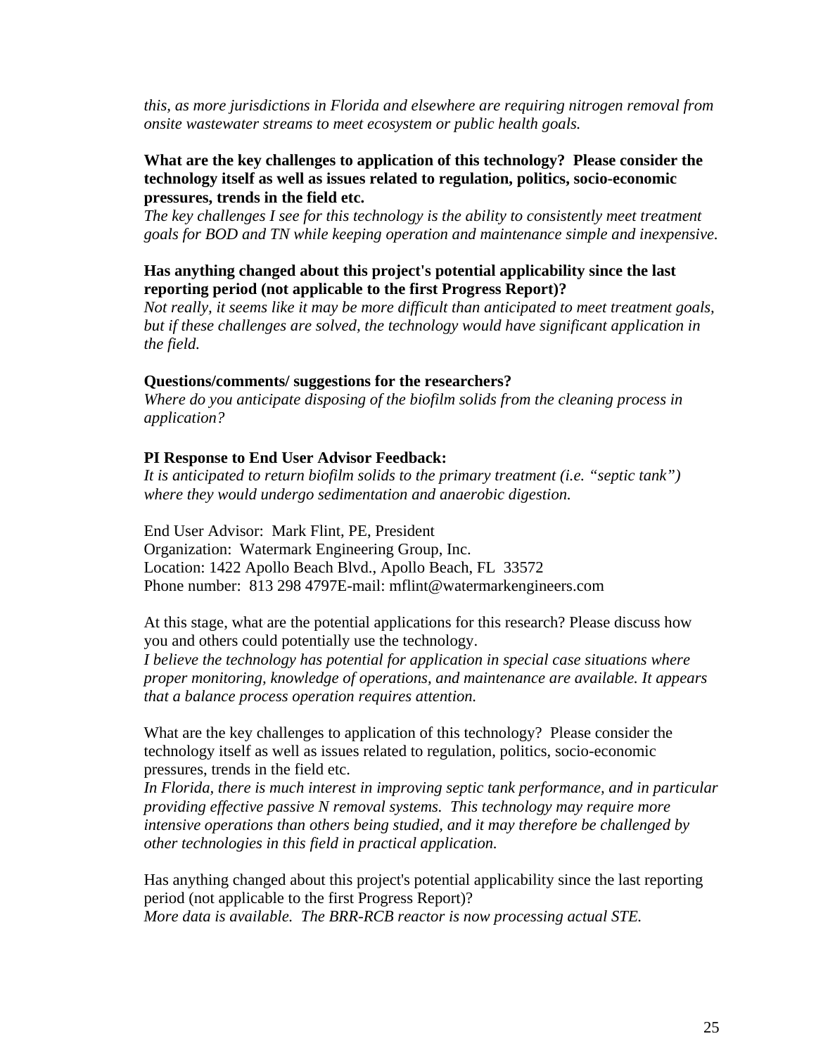*this, as more jurisdictions in Florida and elsewhere are requiring nitrogen removal from onsite wastewater streams to meet ecosystem or public health goals.*

**What are the key challenges to application of this technology? Please consider the technology itself as well as issues related to regulation, politics, socio-economic pressures, trends in the field etc.**
*The key challenges I see for this technology is the ability to consistently meet treatment goals for BOD and TN while keeping operation and maintenance simple and inexpensive.*

**Has anything changed about this project's potential applicability since the last reporting period (not applicable to the first Progress Report)?**
*Not really, it seems like it may be more difficult than anticipated to meet treatment goals, but if these challenges are solved, the technology would have significant application in the field.*

**Questions/comments/ suggestions for the researchers?**
*Where do you anticipate disposing of the biofilm solids from the cleaning process in application?*

**PI Response to End User Advisor Feedback:**
*It is anticipated to return biofilm solids to the primary treatment (i.e. "septic tank") where they would undergo sedimentation and anaerobic digestion.*

End User Advisor: Mark Flint, PE, President
Organization: Watermark Engineering Group, Inc.
Location: 1422 Apollo Beach Blvd., Apollo Beach, FL 33572
Phone number: 813 298 4797E-mail: mflint@watermarkengineers.com

At this stage, what are the potential applications for this research? Please discuss how you and others could potentially use the technology.
*I believe the technology has potential for application in special case situations where proper monitoring, knowledge of operations, and maintenance are available. It appears that a balance process operation requires attention.*

What are the key challenges to application of this technology? Please consider the technology itself as well as issues related to regulation, politics, socio-economic pressures, trends in the field etc.
*In Florida, there is much interest in improving septic tank performance, and in particular providing effective passive N removal systems. This technology may require more intensive operations than others being studied, and it may therefore be challenged by other technologies in this field in practical application.*

Has anything changed about this project's potential applicability since the last reporting period (not applicable to the first Progress Report)?
*More data is available. The BRR-RCB reactor is now processing actual STE.*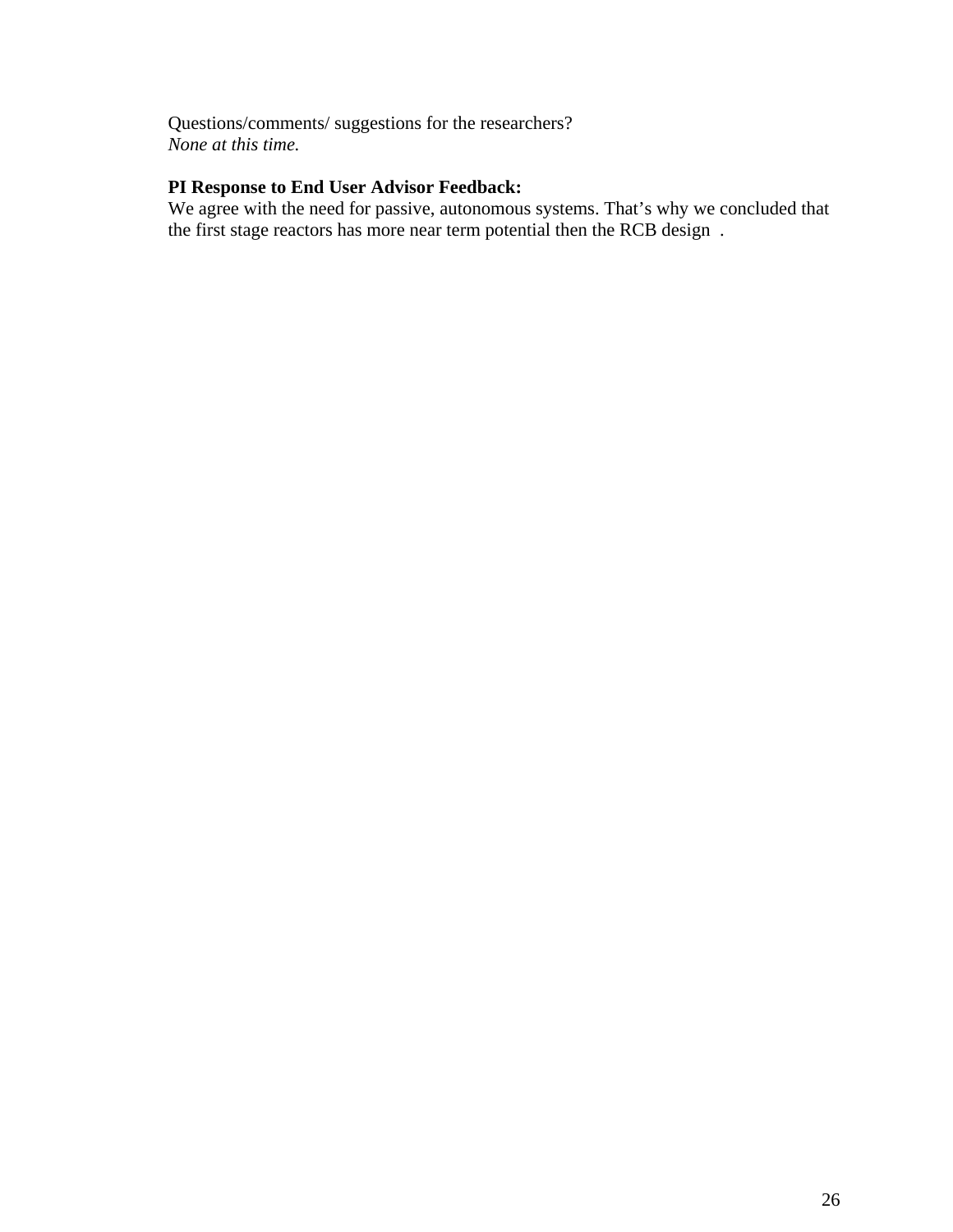Questions/comments/ suggestions for the researchers?
*None at this time.*

**PI Response to End User Advisor Feedback:**
We agree with the need for passive, autonomous systems. That's why we concluded that the first stage reactors has more near term potential then the RCB design .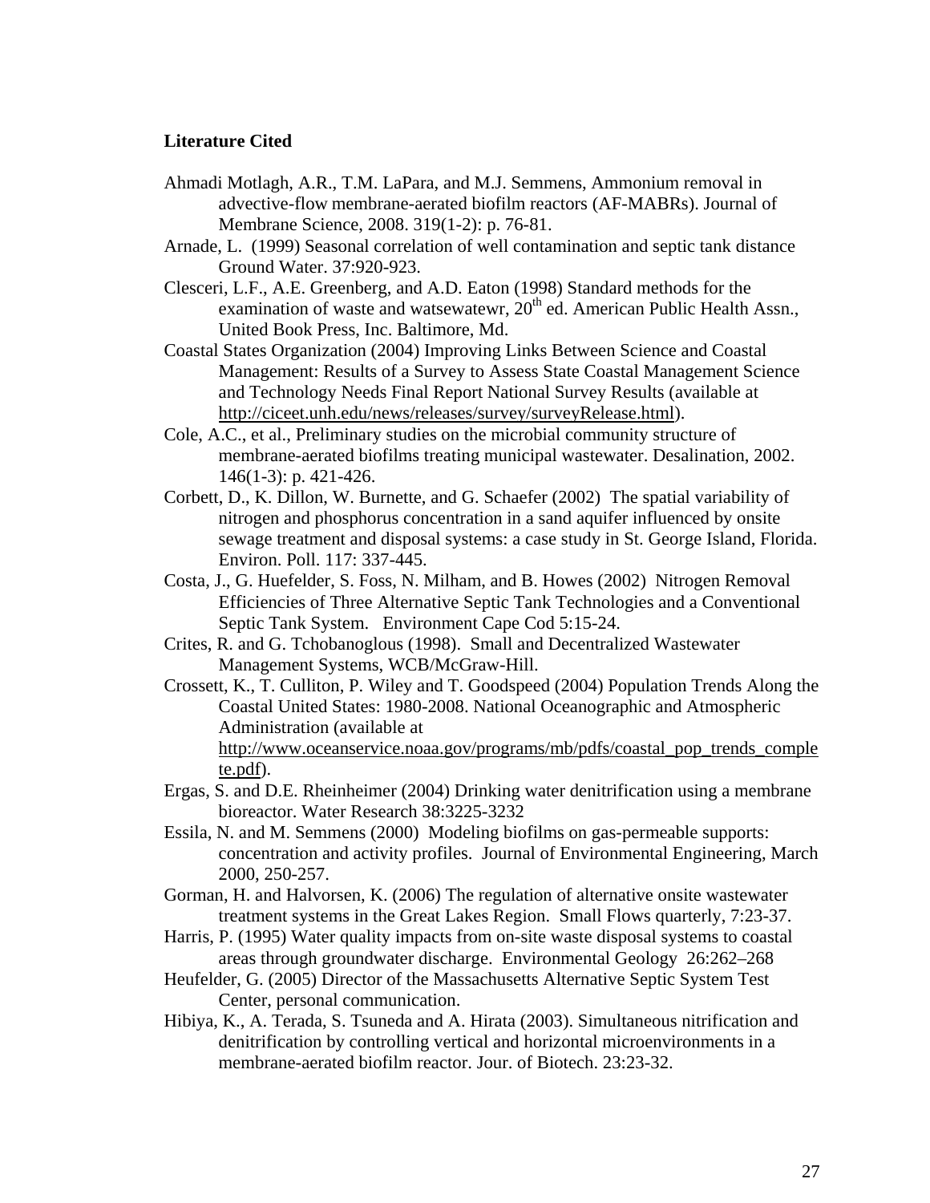**Literature Cited**

Ahmadi Motlagh, A.R., T.M. LaPara, and M.J. Semmens, Ammonium removal in advective-flow membrane-aerated biofilm reactors (AF-MABRs). Journal of Membrane Science, 2008. 319(1-2): p. 76-81.

Arnade, L. (1999) Seasonal correlation of well contamination and septic tank distance Ground Water. 37:920-923.

Clesceri, L.F., A.E. Greenberg, and A.D. Eaton (1998) Standard methods for the examination of waste and watsewatewr, 20th ed. American Public Health Assn., United Book Press, Inc. Baltimore, Md.

Coastal States Organization (2004) Improving Links Between Science and Coastal Management: Results of a Survey to Assess State Coastal Management Science and Technology Needs Final Report National Survey Results (available at http://ciceet.unh.edu/news/releases/survey/surveyRelease.html).

Cole, A.C., et al., Preliminary studies on the microbial community structure of membrane-aerated biofilms treating municipal wastewater. Desalination, 2002. 146(1-3): p. 421-426.

Corbett, D., K. Dillon, W. Burnette, and G. Schaefer (2002) The spatial variability of nitrogen and phosphorus concentration in a sand aquifer influenced by onsite sewage treatment and disposal systems: a case study in St. George Island, Florida. Environ. Poll. 117: 337-445.

Costa, J., G. Huefelder, S. Foss, N. Milham, and B. Howes (2002) Nitrogen Removal Efficiencies of Three Alternative Septic Tank Technologies and a Conventional Septic Tank System. Environment Cape Cod 5:15-24.

Crites, R. and G. Tchobanoglous (1998). Small and Decentralized Wastewater Management Systems, WCB/McGraw-Hill.

Crossett, K., T. Culliton, P. Wiley and T. Goodspeed (2004) Population Trends Along the Coastal United States: 1980-2008. National Oceanographic and Atmospheric Administration (available at http://www.oceanservice.noaa.gov/programs/mb/pdfs/coastal_pop_trends_complete.pdf).

Ergas, S. and D.E. Rheinheimer (2004) Drinking water denitrification using a membrane bioreactor. Water Research 38:3225-3232

Essila, N. and M. Semmens (2000) Modeling biofilms on gas-permeable supports: concentration and activity profiles. Journal of Environmental Engineering, March 2000, 250-257.

Gorman, H. and Halvorsen, K. (2006) The regulation of alternative onsite wastewater treatment systems in the Great Lakes Region. Small Flows quarterly, 7:23-37.

Harris, P. (1995) Water quality impacts from on-site waste disposal systems to coastal areas through groundwater discharge. Environmental Geology 26:262–268

Heufelder, G. (2005) Director of the Massachusetts Alternative Septic System Test Center, personal communication.

Hibiya, K., A. Terada, S. Tsuneda and A. Hirata (2003). Simultaneous nitrification and denitrification by controlling vertical and horizontal microenvironments in a membrane-aerated biofilm reactor. Jour. of Biotech. 23:23-32.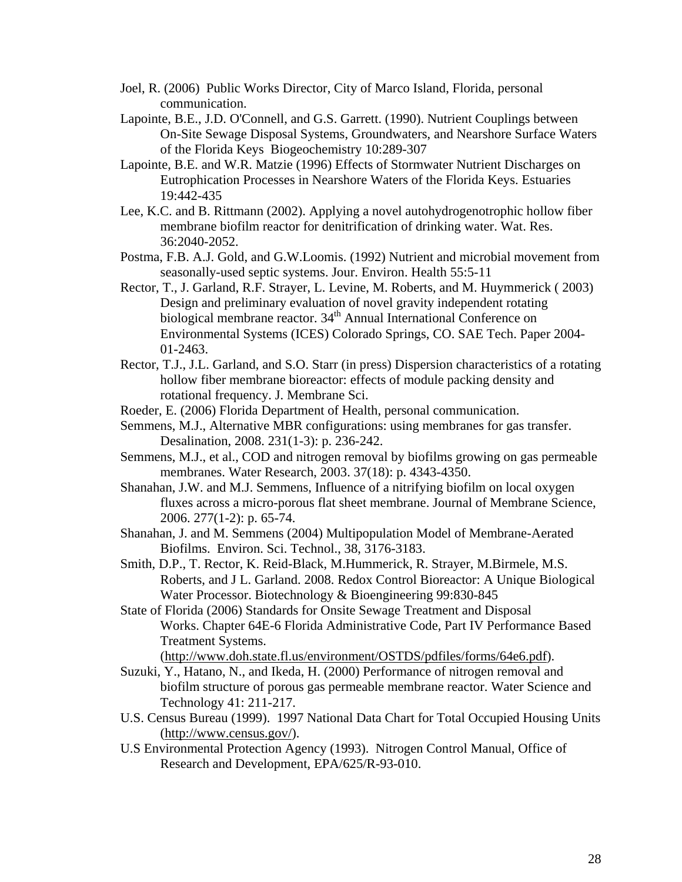Joel, R. (2006) Public Works Director, City of Marco Island, Florida, personal communication.

Lapointe, B.E., J.D. O'Connell, and G.S. Garrett. (1990). Nutrient Couplings between On-Site Sewage Disposal Systems, Groundwaters, and Nearshore Surface Waters of the Florida Keys Biogeochemistry 10:289-307

Lapointe, B.E. and W.R. Matzie (1996) Effects of Stormwater Nutrient Discharges on Eutrophication Processes in Nearshore Waters of the Florida Keys. Estuaries 19:442-435

Lee, K.C. and B. Rittmann (2002). Applying a novel autohydrogenotrophic hollow fiber membrane biofilm reactor for denitrification of drinking water. Wat. Res. 36:2040-2052.

Postma, F.B. A.J. Gold, and G.W.Loomis. (1992) Nutrient and microbial movement from seasonally-used septic systems. Jour. Environ. Health 55:5-11

Rector, T., J. Garland, R.F. Strayer, L. Levine, M. Roberts, and M. Huymmerick ( 2003) Design and preliminary evaluation of novel gravity independent rotating biological membrane reactor. 34th Annual International Conference on Environmental Systems (ICES) Colorado Springs, CO. SAE Tech. Paper 2004-01-2463.

Rector, T.J., J.L. Garland, and S.O. Starr (in press) Dispersion characteristics of a rotating hollow fiber membrane bioreactor: effects of module packing density and rotational frequency. J. Membrane Sci.

Roeder, E. (2006) Florida Department of Health, personal communication.

Semmens, M.J., Alternative MBR configurations: using membranes for gas transfer. Desalination, 2008. 231(1-3): p. 236-242.

Semmens, M.J., et al., COD and nitrogen removal by biofilms growing on gas permeable membranes. Water Research, 2003. 37(18): p. 4343-4350.

Shanahan, J.W. and M.J. Semmens, Influence of a nitrifying biofilm on local oxygen fluxes across a micro-porous flat sheet membrane. Journal of Membrane Science, 2006. 277(1-2): p. 65-74.

Shanahan, J. and M. Semmens (2004) Multipopulation Model of Membrane-Aerated Biofilms. Environ. Sci. Technol., 38, 3176-3183.

Smith, D.P., T. Rector, K. Reid-Black, M.Hummerick, R. Strayer, M.Birmele, M.S. Roberts, and J L. Garland. 2008. Redox Control Bioreactor: A Unique Biological Water Processor. Biotechnology & Bioengineering 99:830-845

State of Florida (2006) Standards for Onsite Sewage Treatment and Disposal Works. Chapter 64E-6 Florida Administrative Code, Part IV Performance Based Treatment Systems. (http://www.doh.state.fl.us/environment/OSTDS/pdfiles/forms/64e6.pdf).

Suzuki, Y., Hatano, N., and Ikeda, H. (2000) Performance of nitrogen removal and biofilm structure of porous gas permeable membrane reactor. Water Science and Technology 41: 211-217.

U.S. Census Bureau (1999). 1997 National Data Chart for Total Occupied Housing Units (http://www.census.gov/).

U.S Environmental Protection Agency (1993). Nitrogen Control Manual, Office of Research and Development, EPA/625/R-93-010.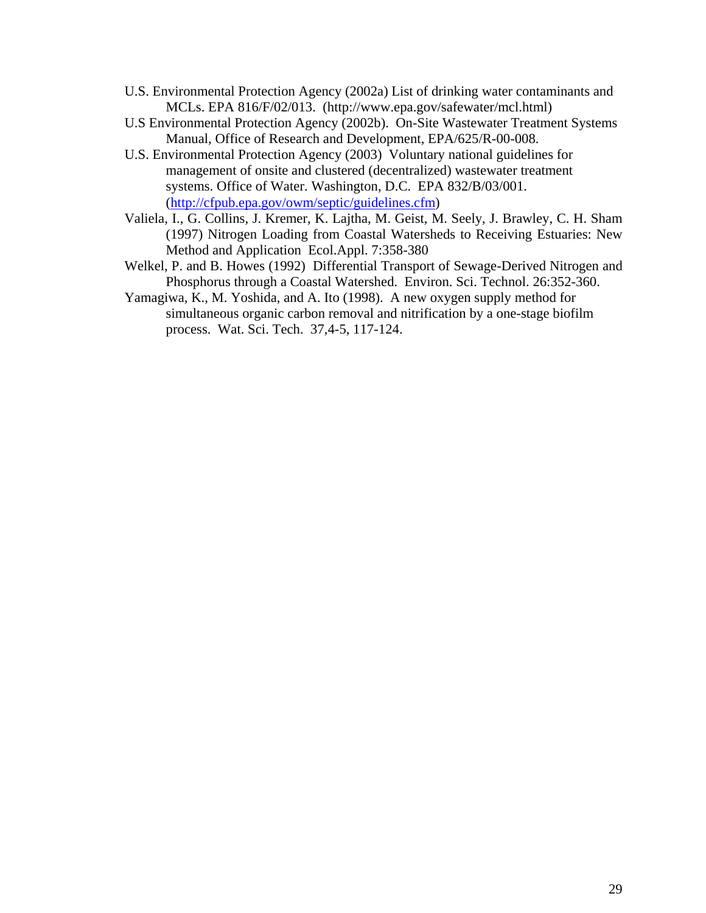U.S. Environmental Protection Agency (2002a) List of drinking water contaminants and MCLs. EPA 816/F/02/013. (http://www.epa.gov/safewater/mcl.html)

U.S Environmental Protection Agency (2002b). On-Site Wastewater Treatment Systems Manual, Office of Research and Development, EPA/625/R-00-008.

U.S. Environmental Protection Agency (2003) Voluntary national guidelines for management of onsite and clustered (decentralized) wastewater treatment systems. Office of Water. Washington, D.C. EPA 832/B/03/001. (http://cfpub.epa.gov/owm/septic/guidelines.cfm)

Valiela, I., G. Collins, J. Kremer, K. Lajtha, M. Geist, M. Seely, J. Brawley, C. H. Sham (1997) Nitrogen Loading from Coastal Watersheds to Receiving Estuaries: New Method and Application Ecol.Appl. 7:358-380

Welkel, P. and B. Howes (1992) Differential Transport of Sewage-Derived Nitrogen and Phosphorus through a Coastal Watershed. Environ. Sci. Technol. 26:352-360.

Yamagiwa, K., M. Yoshida, and A. Ito (1998). A new oxygen supply method for simultaneous organic carbon removal and nitrification by a one-stage biofilm process. Wat. Sci. Tech. 37,4-5, 117-124.